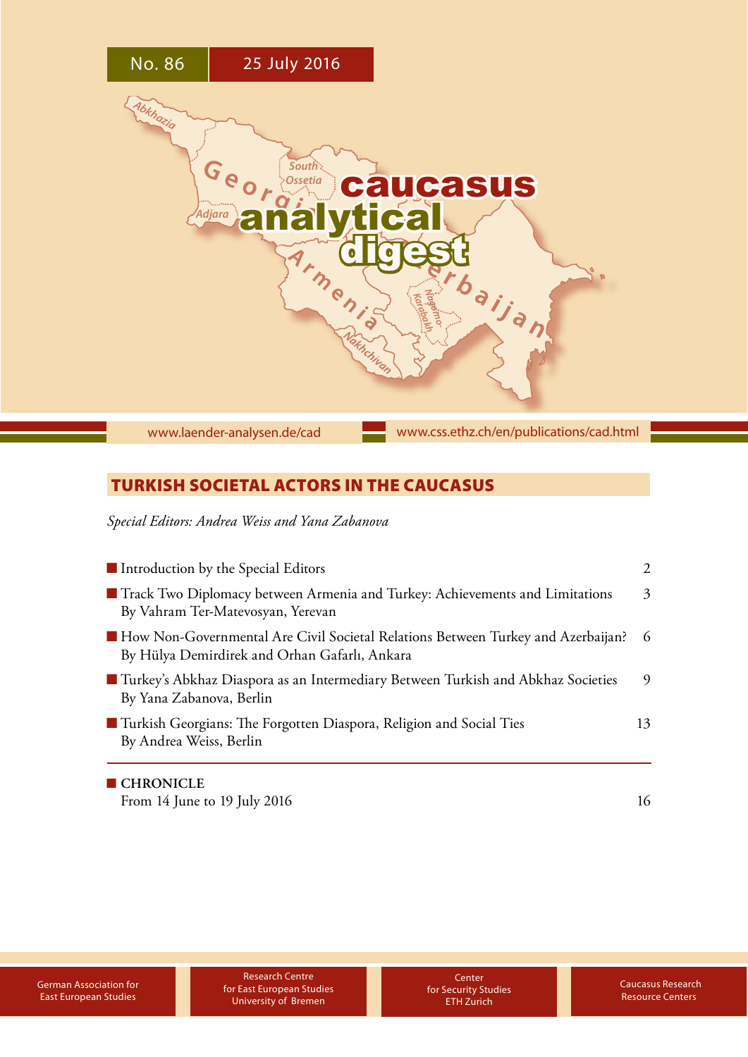No. 86 25 July 2016

# caucasus analytical digest

www.laender-analysen.de/cad www.css.ethz.ch/en/publications/cad.html

## TURKISH SOCIETAL ACTORS IN THE CAUCASUS

*Special Editors: Andrea Weiss and Yana Zabanova*

- Introduction by the Special Editors — 2
- Track Two Diplomacy between Armenia and Turkey: Achievements and Limitations — 3
  By Vahram Ter-Matevosyan, Yerevan
- How Non-Governmental Are Civil Societal Relations Between Turkey and Azerbaijan? — 6
  By Hülya Demirdirek and Orhan Gafarlı, Ankara
- Turkey's Abkhaz Diaspora as an Intermediary Between Turkish and Abkhaz Societies — 9
  By Yana Zabanova, Berlin
- Turkish Georgians: The Forgotten Diaspora, Religion and Social Ties — 13
  By Andrea Weiss, Berlin

- **CHRONICLE**
  From 14 June to 19 July 2016 — 16

German Association for East European Studies | Research Centre for East European Studies University of Bremen | Center for Security Studies ETH Zurich | Caucasus Research Resource Centers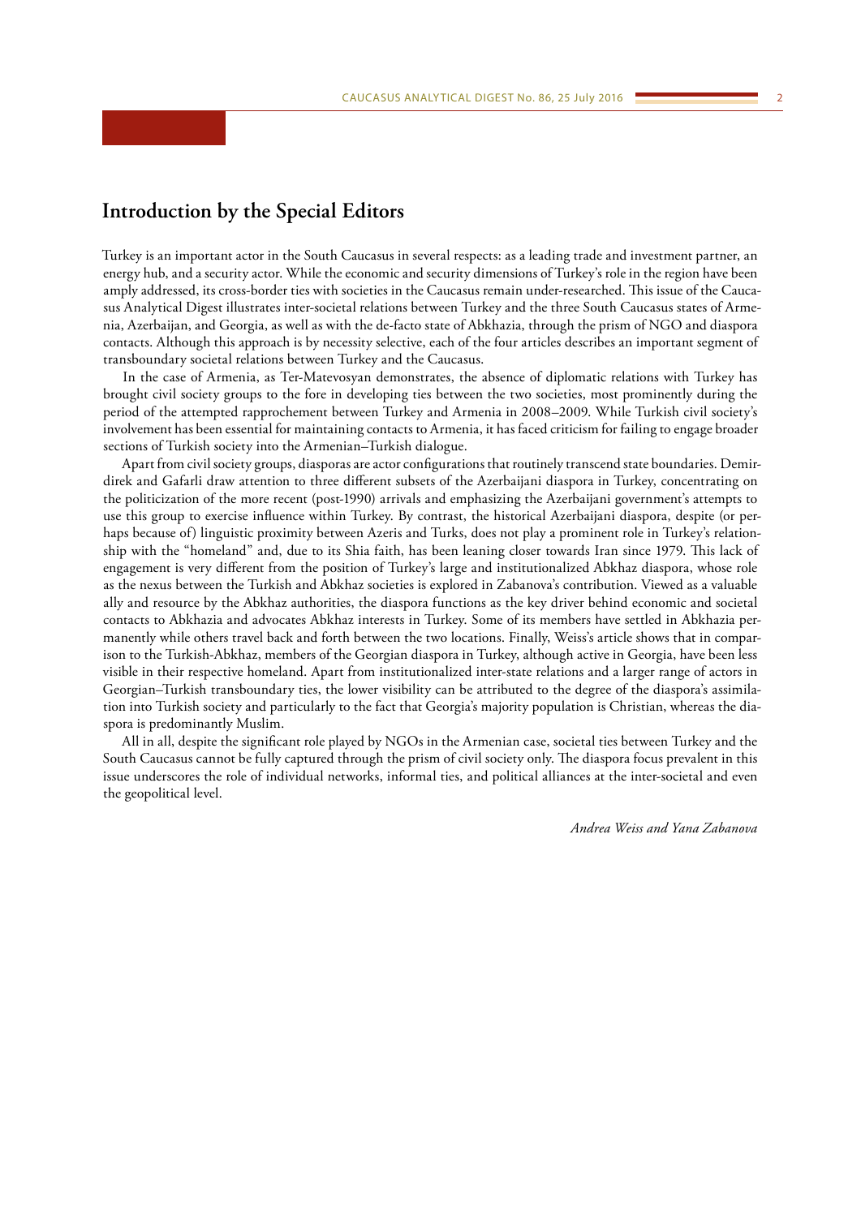## Introduction by the Special Editors

Turkey is an important actor in the South Caucasus in several respects: as a leading trade and investment partner, an energy hub, and a security actor. While the economic and security dimensions of Turkey's role in the region have been amply addressed, its cross-border ties with societies in the Caucasus remain under-researched. This issue of the Caucasus Analytical Digest illustrates inter-societal relations between Turkey and the three South Caucasus states of Armenia, Azerbaijan, and Georgia, as well as with the de-facto state of Abkhazia, through the prism of NGO and diaspora contacts. Although this approach is by necessity selective, each of the four articles describes an important segment of transboundary societal relations between Turkey and the Caucasus.

In the case of Armenia, as Ter-Matevosyan demonstrates, the absence of diplomatic relations with Turkey has brought civil society groups to the fore in developing ties between the two societies, most prominently during the period of the attempted rapprochement between Turkey and Armenia in 2008–2009. While Turkish civil society's involvement has been essential for maintaining contacts to Armenia, it has faced criticism for failing to engage broader sections of Turkish society into the Armenian–Turkish dialogue.

Apart from civil society groups, diasporas are actor configurations that routinely transcend state boundaries. Demirdirek and Gafarli draw attention to three different subsets of the Azerbaijani diaspora in Turkey, concentrating on the politicization of the more recent (post-1990) arrivals and emphasizing the Azerbaijani government's attempts to use this group to exercise influence within Turkey. By contrast, the historical Azerbaijani diaspora, despite (or perhaps because of) linguistic proximity between Azeris and Turks, does not play a prominent role in Turkey's relationship with the "homeland" and, due to its Shia faith, has been leaning closer towards Iran since 1979. This lack of engagement is very different from the position of Turkey's large and institutionalized Abkhaz diaspora, whose role as the nexus between the Turkish and Abkhaz societies is explored in Zabanova's contribution. Viewed as a valuable ally and resource by the Abkhaz authorities, the diaspora functions as the key driver behind economic and societal contacts to Abkhazia and advocates Abkhaz interests in Turkey. Some of its members have settled in Abkhazia permanently while others travel back and forth between the two locations. Finally, Weiss's article shows that in comparison to the Turkish-Abkhaz, members of the Georgian diaspora in Turkey, although active in Georgia, have been less visible in their respective homeland. Apart from institutionalized inter-state relations and a larger range of actors in Georgian–Turkish transboundary ties, the lower visibility can be attributed to the degree of the diaspora's assimilation into Turkish society and particularly to the fact that Georgia's majority population is Christian, whereas the diaspora is predominantly Muslim.

All in all, despite the significant role played by NGOs in the Armenian case, societal ties between Turkey and the South Caucasus cannot be fully captured through the prism of civil society only. The diaspora focus prevalent in this issue underscores the role of individual networks, informal ties, and political alliances at the inter-societal and even the geopolitical level.

*Andrea Weiss and Yana Zabanova*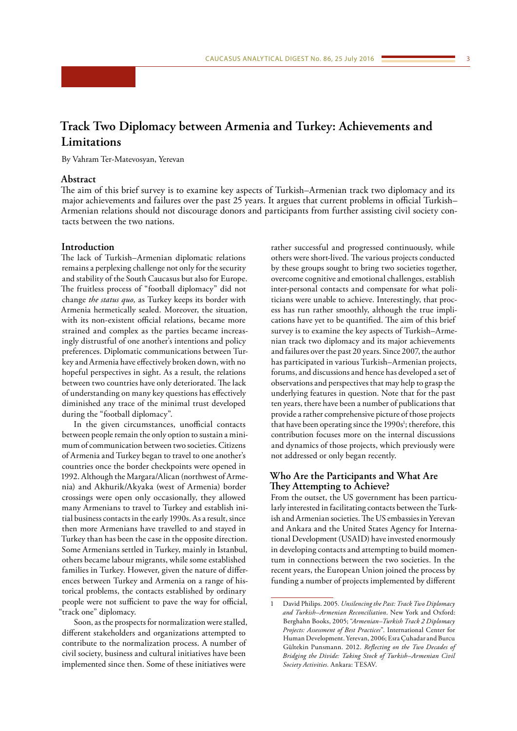# Track Two Diplomacy between Armenia and Turkey: Achievements and Limitations

By Vahram Ter-Matevosyan, Yerevan

## Abstract

The aim of this brief survey is to examine key aspects of Turkish–Armenian track two diplomacy and its major achievements and failures over the past 25 years. It argues that current problems in official Turkish–Armenian relations should not discourage donors and participants from further assisting civil society contacts between the two nations.

## Introduction

The lack of Turkish–Armenian diplomatic relations remains a perplexing challenge not only for the security and stability of the South Caucasus but also for Europe. The fruitless process of "football diplomacy" did not change *the status quo,* as Turkey keeps its border with Armenia hermetically sealed. Moreover, the situation, with its non-existent official relations, became more strained and complex as the parties became increasingly distrustful of one another's intentions and policy preferences. Diplomatic communications between Turkey and Armenia have effectively broken down, with no hopeful perspectives in sight. As a result, the relations between two countries have only deteriorated. The lack of understanding on many key questions has effectively diminished any trace of the minimal trust developed during the "football diplomacy".

In the given circumstances, unofficial contacts between people remain the only option to sustain a minimum of communication between two societies. Citizens of Armenia and Turkey began to travel to one another's countries once the border checkpoints were opened in 1992. Although the Margara/Alican (northwest of Armenia) and Akhurik/Akyaka (west of Armenia) border crossings were open only occasionally, they allowed many Armenians to travel to Turkey and establish initial business contacts in the early 1990s. As a result, since then more Armenians have travelled to and stayed in Turkey than has been the case in the opposite direction. Some Armenians settled in Turkey, mainly in Istanbul, others became labour migrants, while some established families in Turkey. However, given the nature of differences between Turkey and Armenia on a range of historical problems, the contacts established by ordinary people were not sufficient to pave the way for official, "track one" diplomacy.

Soon, as the prospects for normalization were stalled, different stakeholders and organizations attempted to contribute to the normalization process. A number of civil society, business and cultural initiatives have been implemented since then. Some of these initiatives were rather successful and progressed continuously, while others were short-lived. The various projects conducted by these groups sought to bring two societies together, overcome cognitive and emotional challenges, establish inter-personal contacts and compensate for what politicians were unable to achieve. Interestingly, that process has run rather smoothly, although the true implications have yet to be quantified. The aim of this brief survey is to examine the key aspects of Turkish–Armenian track two diplomacy and its major achievements and failures over the past 20 years. Since 2007, the author has participated in various Turkish–Armenian projects, forums, and discussions and hence has developed a set of observations and perspectives that may help to grasp the underlying features in question. Note that for the past ten years, there have been a number of publications that provide a rather comprehensive picture of those projects that have been operating since the 1990s[1]; therefore, this contribution focuses more on the internal discussions and dynamics of those projects, which previously were not addressed or only began recently.

## Who Are the Participants and What Are They Attempting to Achieve?

From the outset, the US government has been particularly interested in facilitating contacts between the Turkish and Armenian societies. The US embassies in Yerevan and Ankara and the United States Agency for International Development (USAID) have invested enormously in developing contacts and attempting to build momentum in connections between the two societies. In the recent years, the European Union joined the process by funding a number of projects implemented by different

1 David Philips. 2005. *Unsilencing the Past: Track Two Diplomacy and Turkish–Armenian Reconciliation*. New York and Oxford: Berghahn Books, 2005; "*Armenian–Turkish Track 2 Diplomacy Projects: Assessment of Best Practices*". International Center for Human Development. Yerevan, 2006; Esra Çuhadar and Burcu Gültekin Punsmann. 2012. *Reflecting on the Two Decades of Bridging the Divide: Taking Stock of Turkish–Armenian Civil Society Activities*. Ankara: TESAV.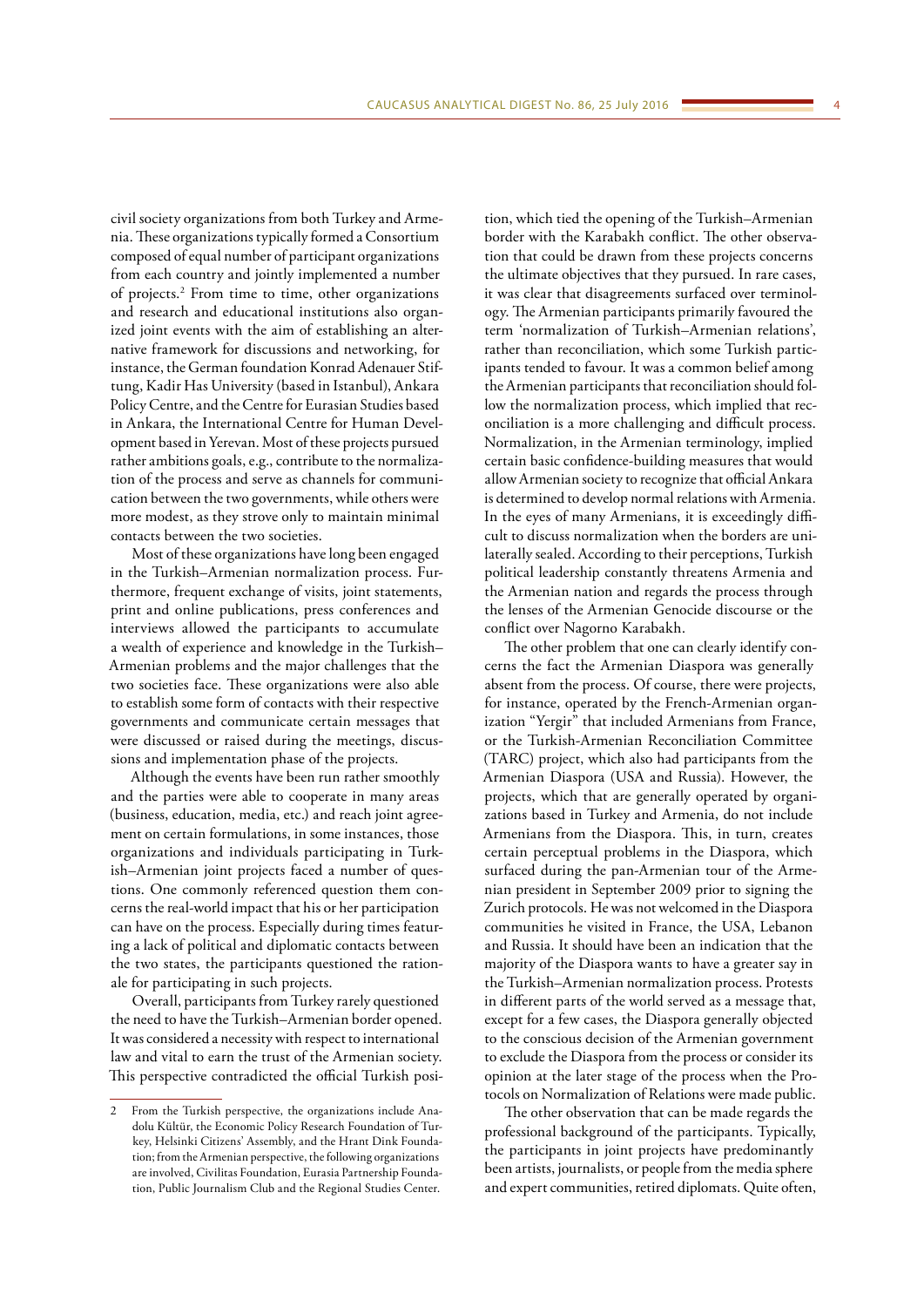civil society organizations from both Turkey and Armenia. These organizations typically formed a Consortium composed of equal number of participant organizations from each country and jointly implemented a number of projects.[2] From time to time, other organizations and research and educational institutions also organized joint events with the aim of establishing an alternative framework for discussions and networking, for instance, the German foundation Konrad Adenauer Stiftung, Kadir Has University (based in Istanbul), Ankara Policy Centre, and the Centre for Eurasian Studies based in Ankara, the International Centre for Human Development based in Yerevan. Most of these projects pursued rather ambitions goals, e.g., contribute to the normalization of the process and serve as channels for communication between the two governments, while others were more modest, as they strove only to maintain minimal contacts between the two societies.

Most of these organizations have long been engaged in the Turkish–Armenian normalization process. Furthermore, frequent exchange of visits, joint statements, print and online publications, press conferences and interviews allowed the participants to accumulate a wealth of experience and knowledge in the Turkish–Armenian problems and the major challenges that the two societies face. These organizations were also able to establish some form of contacts with their respective governments and communicate certain messages that were discussed or raised during the meetings, discussions and implementation phase of the projects.

Although the events have been run rather smoothly and the parties were able to cooperate in many areas (business, education, media, etc.) and reach joint agreement on certain formulations, in some instances, those organizations and individuals participating in Turkish–Armenian joint projects faced a number of questions. One commonly referenced question them concerns the real-world impact that his or her participation can have on the process. Especially during times featuring a lack of political and diplomatic contacts between the two states, the participants questioned the rationale for participating in such projects.

Overall, participants from Turkey rarely questioned the need to have the Turkish–Armenian border opened. It was considered a necessity with respect to international law and vital to earn the trust of the Armenian society. This perspective contradicted the official Turkish position, which tied the opening of the Turkish–Armenian border with the Karabakh conflict. The other observation that could be drawn from these projects concerns the ultimate objectives that they pursued. In rare cases, it was clear that disagreements surfaced over terminology. The Armenian participants primarily favoured the term 'normalization of Turkish–Armenian relations', rather than reconciliation, which some Turkish participants tended to favour. It was a common belief among the Armenian participants that reconciliation should follow the normalization process, which implied that reconciliation is a more challenging and difficult process. Normalization, in the Armenian terminology, implied certain basic confidence-building measures that would allow Armenian society to recognize that official Ankara is determined to develop normal relations with Armenia. In the eyes of many Armenians, it is exceedingly difficult to discuss normalization when the borders are unilaterally sealed. According to their perceptions, Turkish political leadership constantly threatens Armenia and the Armenian nation and regards the process through the lenses of the Armenian Genocide discourse or the conflict over Nagorno Karabakh.

The other problem that one can clearly identify concerns the fact the Armenian Diaspora was generally absent from the process. Of course, there were projects, for instance, operated by the French-Armenian organization "Yergir" that included Armenians from France, or the Turkish-Armenian Reconciliation Committee (TARC) project, which also had participants from the Armenian Diaspora (USA and Russia). However, the projects, which that are generally operated by organizations based in Turkey and Armenia, do not include Armenians from the Diaspora. This, in turn, creates certain perceptual problems in the Diaspora, which surfaced during the pan-Armenian tour of the Armenian president in September 2009 prior to signing the Zurich protocols. He was not welcomed in the Diaspora communities he visited in France, the USA, Lebanon and Russia. It should have been an indication that the majority of the Diaspora wants to have a greater say in the Turkish–Armenian normalization process. Protests in different parts of the world served as a message that, except for a few cases, the Diaspora generally objected to the conscious decision of the Armenian government to exclude the Diaspora from the process or consider its opinion at the later stage of the process when the Protocols on Normalization of Relations were made public.

The other observation that can be made regards the professional background of the participants. Typically, the participants in joint projects have predominantly been artists, journalists, or people from the media sphere and expert communities, retired diplomats. Quite often,

---

2 From the Turkish perspective, the organizations include Anadolu Kültür, the Economic Policy Research Foundation of Turkey, Helsinki Citizens' Assembly, and the Hrant Dink Foundation; from the Armenian perspective, the following organizations are involved, Civilitas Foundation, Eurasia Partnership Foundation, Public Journalism Club and the Regional Studies Center.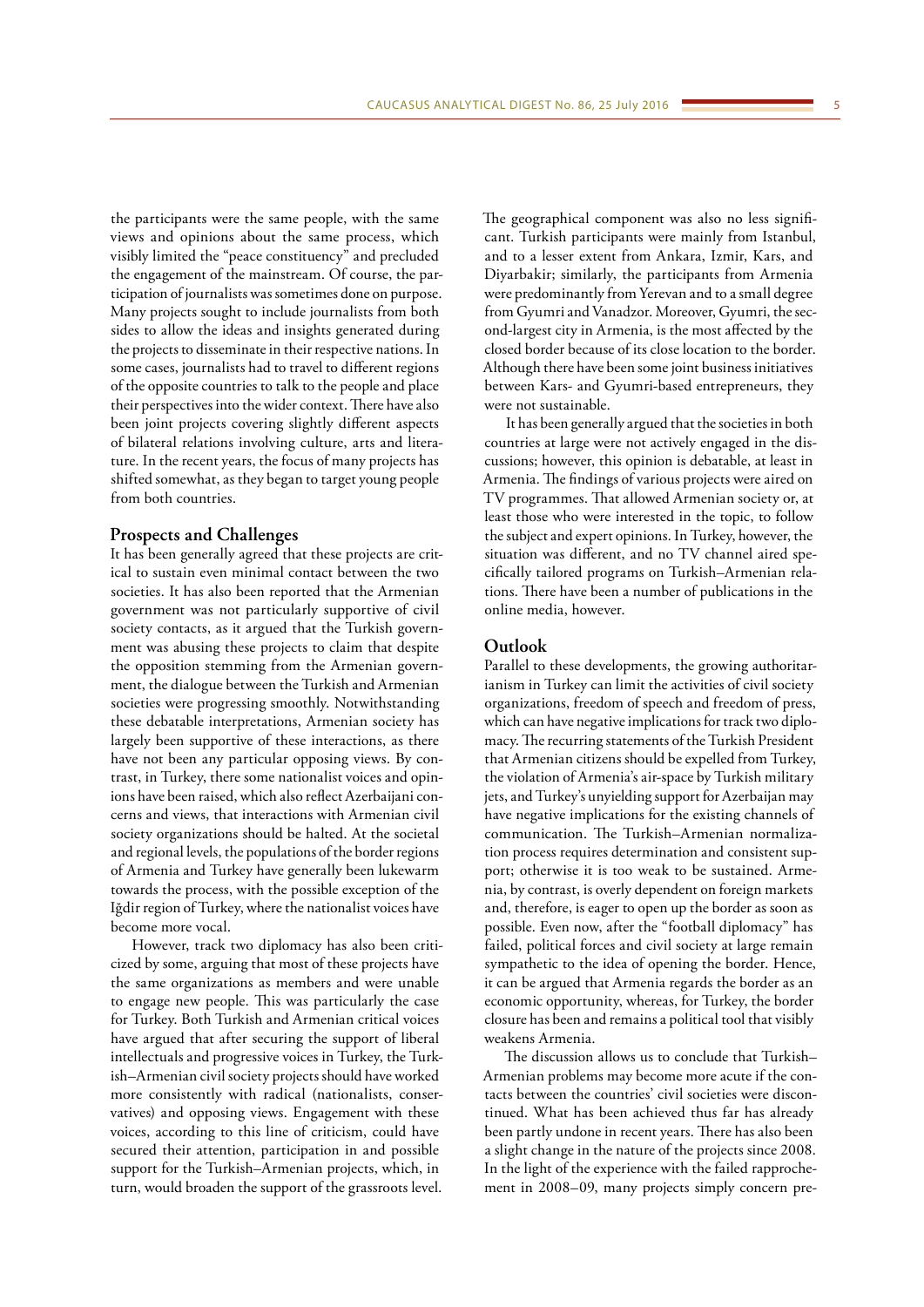the participants were the same people, with the same views and opinions about the same process, which visibly limited the "peace constituency" and precluded the engagement of the mainstream. Of course, the participation of journalists was sometimes done on purpose. Many projects sought to include journalists from both sides to allow the ideas and insights generated during the projects to disseminate in their respective nations. In some cases, journalists had to travel to different regions of the opposite countries to talk to the people and place their perspectives into the wider context. There have also been joint projects covering slightly different aspects of bilateral relations involving culture, arts and literature. In the recent years, the focus of many projects has shifted somewhat, as they began to target young people from both countries.

## Prospects and Challenges

It has been generally agreed that these projects are critical to sustain even minimal contact between the two societies. It has also been reported that the Armenian government was not particularly supportive of civil society contacts, as it argued that the Turkish government was abusing these projects to claim that despite the opposition stemming from the Armenian government, the dialogue between the Turkish and Armenian societies were progressing smoothly. Notwithstanding these debatable interpretations, Armenian society has largely been supportive of these interactions, as there have not been any particular opposing views. By contrast, in Turkey, there some nationalist voices and opinions have been raised, which also reflect Azerbaijani concerns and views, that interactions with Armenian civil society organizations should be halted. At the societal and regional levels, the populations of the border regions of Armenia and Turkey have generally been lukewarm towards the process, with the possible exception of the Iğdir region of Turkey, where the nationalist voices have become more vocal.

However, track two diplomacy has also been criticized by some, arguing that most of these projects have the same organizations as members and were unable to engage new people. This was particularly the case for Turkey. Both Turkish and Armenian critical voices have argued that after securing the support of liberal intellectuals and progressive voices in Turkey, the Turkish–Armenian civil society projects should have worked more consistently with radical (nationalists, conservatives) and opposing views. Engagement with these voices, according to this line of criticism, could have secured their attention, participation in and possible support for the Turkish–Armenian projects, which, in turn, would broaden the support of the grassroots level.

The geographical component was also no less significant. Turkish participants were mainly from Istanbul, and to a lesser extent from Ankara, Izmir, Kars, and Diyarbakir; similarly, the participants from Armenia were predominantly from Yerevan and to a small degree from Gyumri and Vanadzor. Moreover, Gyumri, the second-largest city in Armenia, is the most affected by the closed border because of its close location to the border. Although there have been some joint business initiatives between Kars- and Gyumri-based entrepreneurs, they were not sustainable.

It has been generally argued that the societies in both countries at large were not actively engaged in the discussions; however, this opinion is debatable, at least in Armenia. The findings of various projects were aired on TV programmes. That allowed Armenian society or, at least those who were interested in the topic, to follow the subject and expert opinions. In Turkey, however, the situation was different, and no TV channel aired specifically tailored programs on Turkish–Armenian relations. There have been a number of publications in the online media, however.

## Outlook

Parallel to these developments, the growing authoritarianism in Turkey can limit the activities of civil society organizations, freedom of speech and freedom of press, which can have negative implications for track two diplomacy. The recurring statements of the Turkish President that Armenian citizens should be expelled from Turkey, the violation of Armenia's air-space by Turkish military jets, and Turkey's unyielding support for Azerbaijan may have negative implications for the existing channels of communication. The Turkish–Armenian normalization process requires determination and consistent support; otherwise it is too weak to be sustained. Armenia, by contrast, is overly dependent on foreign markets and, therefore, is eager to open up the border as soon as possible. Even now, after the "football diplomacy" has failed, political forces and civil society at large remain sympathetic to the idea of opening the border. Hence, it can be argued that Armenia regards the border as an economic opportunity, whereas, for Turkey, the border closure has been and remains a political tool that visibly weakens Armenia.

The discussion allows us to conclude that Turkish–Armenian problems may become more acute if the contacts between the countries' civil societies were discontinued. What has been achieved thus far has already been partly undone in recent years. There has also been a slight change in the nature of the projects since 2008. In the light of the experience with the failed rapprochement in 2008–09, many projects simply concern pre-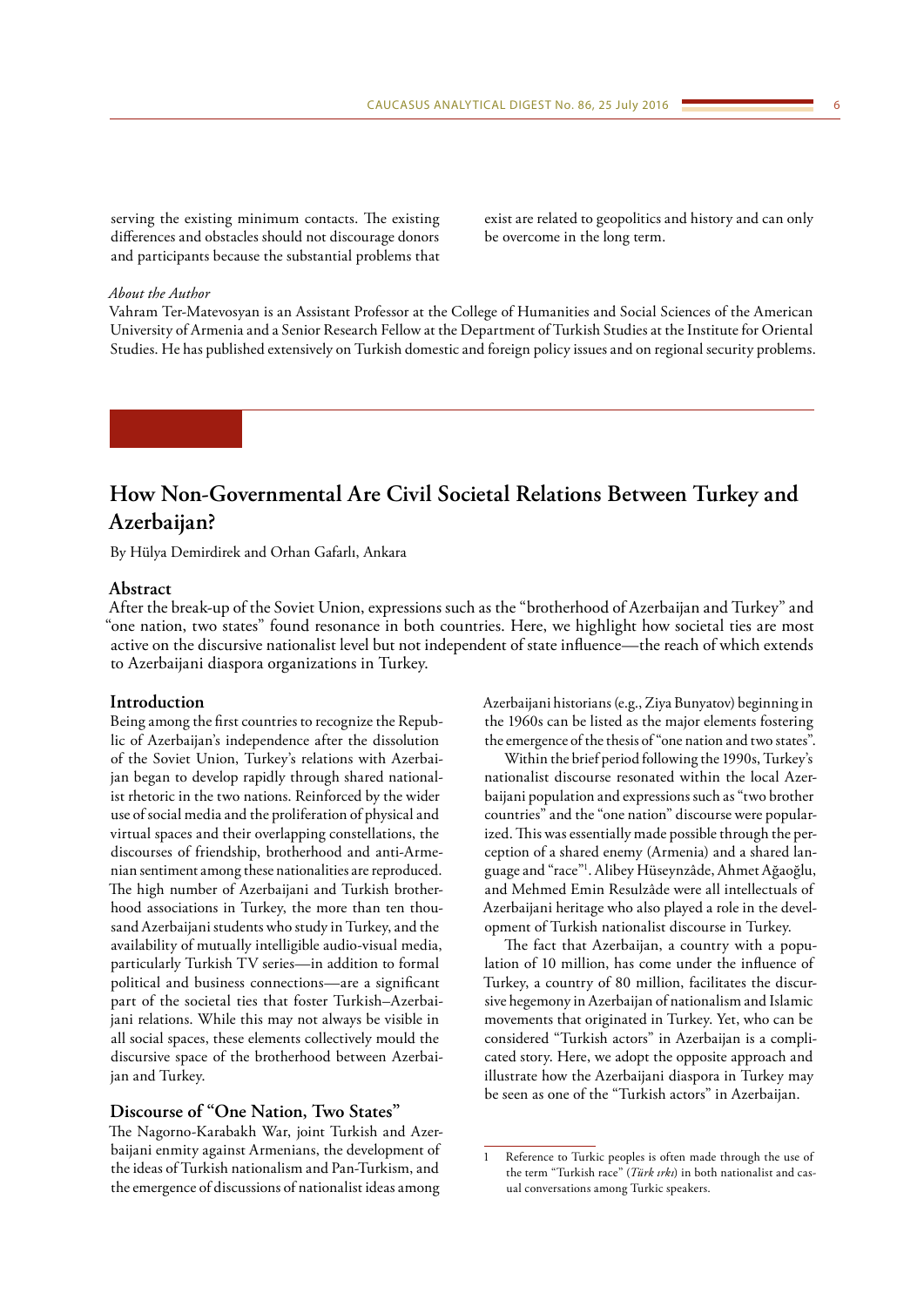serving the existing minimum contacts. The existing differences and obstacles should not discourage donors and participants because the substantial problems that exist are related to geopolitics and history and can only be overcome in the long term.

*About the Author*

Vahram Ter-Matevosyan is an Assistant Professor at the College of Humanities and Social Sciences of the American University of Armenia and a Senior Research Fellow at the Department of Turkish Studies at the Institute for Oriental Studies. He has published extensively on Turkish domestic and foreign policy issues and on regional security problems.

# How Non-Governmental Are Civil Societal Relations Between Turkey and Azerbaijan?

By Hülya Demirdirek and Orhan Gafarlı, Ankara

## Abstract

After the break-up of the Soviet Union, expressions such as the "brotherhood of Azerbaijan and Turkey" and "one nation, two states" found resonance in both countries. Here, we highlight how societal ties are most active on the discursive nationalist level but not independent of state influence—the reach of which extends to Azerbaijani diaspora organizations in Turkey.

## Introduction

Being among the first countries to recognize the Republic of Azerbaijan's independence after the dissolution of the Soviet Union, Turkey's relations with Azerbaijan began to develop rapidly through shared nationalist rhetoric in the two nations. Reinforced by the wider use of social media and the proliferation of physical and virtual spaces and their overlapping constellations, the discourses of friendship, brotherhood and anti-Armenian sentiment among these nationalities are reproduced. The high number of Azerbaijani and Turkish brotherhood associations in Turkey, the more than ten thousand Azerbaijani students who study in Turkey, and the availability of mutually intelligible audio-visual media, particularly Turkish TV series—in addition to formal political and business connections—are a significant part of the societal ties that foster Turkish–Azerbaijani relations. While this may not always be visible in all social spaces, these elements collectively mould the discursive space of the brotherhood between Azerbaijan and Turkey.

## Discourse of "One Nation, Two States"

The Nagorno-Karabakh War, joint Turkish and Azerbaijani enmity against Armenians, the development of the ideas of Turkish nationalism and Pan-Turkism, and the emergence of discussions of nationalist ideas among Azerbaijani historians (e.g., Ziya Bunyatov) beginning in the 1960s can be listed as the major elements fostering the emergence of the thesis of "one nation and two states".

Within the brief period following the 1990s, Turkey's nationalist discourse resonated within the local Azerbaijani population and expressions such as "two brother countries" and the "one nation" discourse were popularized. This was essentially made possible through the perception of a shared enemy (Armenia) and a shared language and "race"[1]. Alibey Hüseynzâde, Ahmet Ağaoğlu, and Mehmed Emin Resulzâde were all intellectuals of Azerbaijani heritage who also played a role in the development of Turkish nationalist discourse in Turkey.

The fact that Azerbaijan, a country with a population of 10 million, has come under the influence of Turkey, a country of 80 million, facilitates the discursive hegemony in Azerbaijan of nationalism and Islamic movements that originated in Turkey. Yet, who can be considered "Turkish actors" in Azerbaijan is a complicated story. Here, we adopt the opposite approach and illustrate how the Azerbaijani diaspora in Turkey may be seen as one of the "Turkish actors" in Azerbaijan.

---

1 Reference to Turkic peoples is often made through the use of the term "Turkish race" (*Türk ırkı*) in both nationalist and casual conversations among Turkic speakers.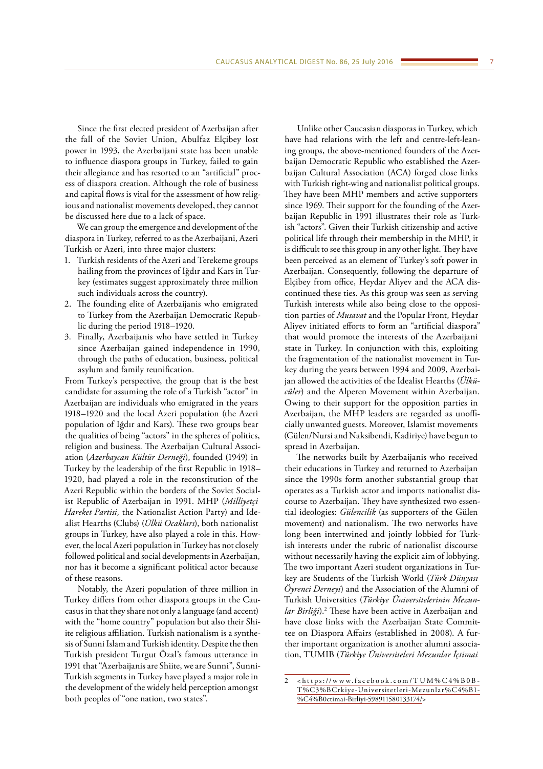Since the first elected president of Azerbaijan after the fall of the Soviet Union, Abulfaz Elçibey lost power in 1993, the Azerbaijani state has been unable to influence diaspora groups in Turkey, failed to gain their allegiance and has resorted to an "artificial" process of diaspora creation. Although the role of business and capital flows is vital for the assessment of how religious and nationalist movements developed, they cannot be discussed here due to a lack of space.

We can group the emergence and development of the diaspora in Turkey, referred to as the Azerbaijani, Azeri Turkish or Azeri, into three major clusters:

1. Turkish residents of the Azeri and Terekeme groups hailing from the provinces of Iğdır and Kars in Turkey (estimates suggest approximately three million such individuals across the country).
2. The founding elite of Azerbaijanis who emigrated to Turkey from the Azerbaijan Democratic Republic during the period 1918–1920.
3. Finally, Azerbaijanis who have settled in Turkey since Azerbaijan gained independence in 1990, through the paths of education, business, political asylum and family reunification.

From Turkey's perspective, the group that is the best candidate for assuming the role of a Turkish "actor" in Azerbaijan are individuals who emigrated in the years 1918–1920 and the local Azeri population (the Azeri population of Iğdır and Kars). These two groups bear the qualities of being "actors" in the spheres of politics, religion and business. The Azerbaijan Cultural Association (*Azerbaycan Kültür Derneği*), founded (1949) in Turkey by the leadership of the first Republic in 1918–1920, had played a role in the reconstitution of the Azeri Republic within the borders of the Soviet Socialist Republic of Azerbaijan in 1991. MHP (*Milliyetçi Hareket Partisi,* the Nationalist Action Party) and Idealist Hearths (Clubs) (*Ülkü Ocakları*), both nationalist groups in Turkey, have also played a role in this. However, the local Azeri population in Turkey has not closely followed political and social developments in Azerbaijan, nor has it become a significant political actor because of these reasons.

Notably, the Azeri population of three million in Turkey differs from other diaspora groups in the Caucasus in that they share not only a language (and accent) with the "home country" population but also their Shiite religious affiliation. Turkish nationalism is a synthesis of Sunni Islam and Turkish identity. Despite the then Turkish president Turgut Özal's famous utterance in 1991 that "Azerbaijanis are Shiite, we are Sunni", Sunni-Turkish segments in Turkey have played a major role in the development of the widely held perception amongst both peoples of "one nation, two states".

Unlike other Caucasian diasporas in Turkey, which have had relations with the left and centre-left-leaning groups, the above-mentioned founders of the Azerbaijan Democratic Republic who established the Azerbaijan Cultural Association (ACA) forged close links with Turkish right-wing and nationalist political groups. They have been MHP members and active supporters since 1969. Their support for the founding of the Azerbaijan Republic in 1991 illustrates their role as Turkish "actors". Given their Turkish citizenship and active political life through their membership in the MHP, it is difficult to see this group in any other light. They have been perceived as an element of Turkey's soft power in Azerbaijan. Consequently, following the departure of Elçibey from office, Heydar Aliyev and the ACA discontinued these ties. As this group was seen as serving Turkish interests while also being close to the opposition parties of *Musavat* and the Popular Front, Heydar Aliyev initiated efforts to form an "artificial diaspora" that would promote the interests of the Azerbaijani state in Turkey. In conjunction with this, exploiting the fragmentation of the nationalist movement in Turkey during the years between 1994 and 2009, Azerbaijan allowed the activities of the Idealist Hearths (*Ülkücüler*) and the Alperen Movement within Azerbaijan. Owing to their support for the opposition parties in Azerbaijan, the MHP leaders are regarded as unofficially unwanted guests. Moreover, Islamist movements (Gülen/Nursi and Naksibendi, Kadiriye) have begun to spread in Azerbaijan.

The networks built by Azerbaijanis who received their educations in Turkey and returned to Azerbaijan since the 1990s form another substantial group that operates as a Turkish actor and imports nationalist discourse to Azerbaijan. They have synthesized two essential ideologies: *Gülencilik* (as supporters of the Gülen movement) and nationalism. The two networks have long been intertwined and jointly lobbied for Turkish interests under the rubric of nationalist discourse without necessarily having the explicit aim of lobbying. The two important Azeri student organizations in Turkey are Students of the Turkish World (*Türk Dünyası Öyrenci Derneyi*) and the Association of the Alumni of Turkish Universities (*Türkiye Üniversitelerinin Mezunlar Birliği*).[2] These have been active in Azerbaijan and have close links with the Azerbaijan State Committee on Diaspora Affairs (established in 2008). A further important organization is another alumni association, TUMIB (*Türkiye Üniversiteleri Mezunlar İçtimai*

---

2 <https://www.facebook.com/TUM%C4%B0B-T%C3%BCrkiye-Universitetleri-Mezunlar%C4%B1-%C4%B0ctimai-Birliyi-598911580133174/>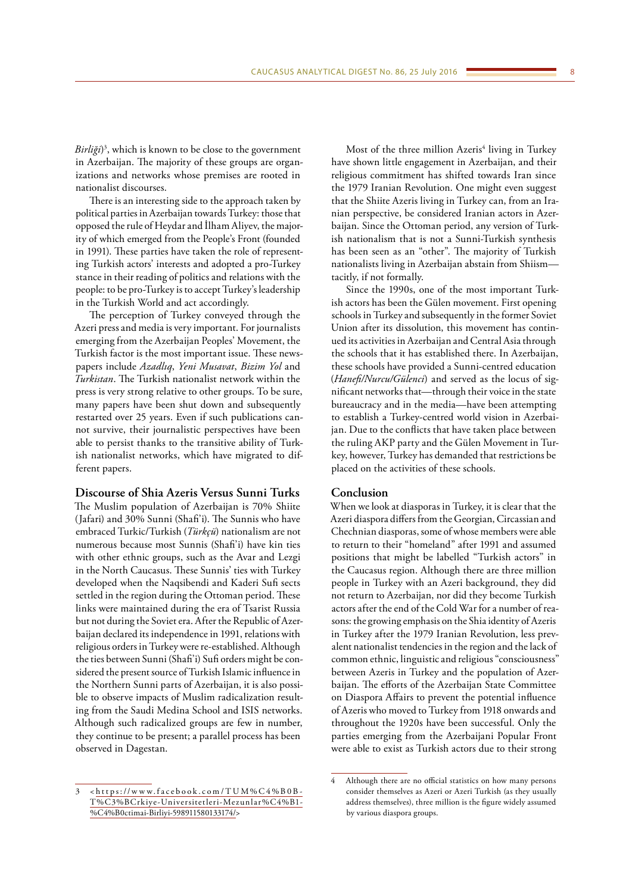*Birliği*)[3], which is known to be close to the government in Azerbaijan. The majority of these groups are organizations and networks whose premises are rooted in nationalist discourses.

There is an interesting side to the approach taken by political parties in Azerbaijan towards Turkey: those that opposed the rule of Heydar and İlham Aliyev, the majority of which emerged from the People's Front (founded in 1991). These parties have taken the role of representing Turkish actors' interests and adopted a pro-Turkey stance in their reading of politics and relations with the people: to be pro-Turkey is to accept Turkey's leadership in the Turkish World and act accordingly.

The perception of Turkey conveyed through the Azeri press and media is very important. For journalists emerging from the Azerbaijan Peoples' Movement, the Turkish factor is the most important issue. These newspapers include *Azadlıq*, *Yeni Musavat*, *Bizim Yol* and *Turkistan*. The Turkish nationalist network within the press is very strong relative to other groups. To be sure, many papers have been shut down and subsequently restarted over 25 years. Even if such publications cannot survive, their journalistic perspectives have been able to persist thanks to the transitive ability of Turkish nationalist networks, which have migrated to different papers.

## Discourse of Shia Azeris Versus Sunni Turks

The Muslim population of Azerbaijan is 70% Shiite (Jafari) and 30% Sunni (Shafi'i). The Sunnis who have embraced Turkic/Turkish (*Türkçü*) nationalism are not numerous because most Sunnis (Shafi'i) have kin ties with other ethnic groups, such as the Avar and Lezgi in the North Caucasus. These Sunnis' ties with Turkey developed when the Naqsibendi and Kaderi Sufi sects settled in the region during the Ottoman period. These links were maintained during the era of Tsarist Russia but not during the Soviet era. After the Republic of Azerbaijan declared its independence in 1991, relations with religious orders in Turkey were re-established. Although the ties between Sunni (Shafi'i) Sufi orders might be considered the present source of Turkish Islamic influence in the Northern Sunni parts of Azerbaijan, it is also possible to observe impacts of Muslim radicalization resulting from the Saudi Medina School and ISIS networks. Although such radicalized groups are few in number, they continue to be present; a parallel process has been observed in Dagestan.

Most of the three million Azeris[4] living in Turkey have shown little engagement in Azerbaijan, and their religious commitment has shifted towards Iran since the 1979 Iranian Revolution. One might even suggest that the Shiite Azeris living in Turkey can, from an Iranian perspective, be considered Iranian actors in Azerbaijan. Since the Ottoman period, any version of Turkish nationalism that is not a Sunni-Turkish synthesis has been seen as an "other". The majority of Turkish nationalists living in Azerbaijan abstain from Shiism—tacitly, if not formally.

Since the 1990s, one of the most important Turkish actors has been the Gülen movement. First opening schools in Turkey and subsequently in the former Soviet Union after its dissolution, this movement has continued its activities in Azerbaijan and Central Asia through the schools that it has established there. In Azerbaijan, these schools have provided a Sunni-centred education (*Hanefi/Nurcu/Gülenci*) and served as the locus of significant networks that—through their voice in the state bureaucracy and in the media—have been attempting to establish a Turkey-centred world vision in Azerbaijan. Due to the conflicts that have taken place between the ruling AKP party and the Gülen Movement in Turkey, however, Turkey has demanded that restrictions be placed on the activities of these schools.

## Conclusion

When we look at diasporas in Turkey, it is clear that the Azeri diaspora differs from the Georgian, Circassian and Chechnian diasporas, some of whose members were able to return to their "homeland" after 1991 and assumed positions that might be labelled "Turkish actors" in the Caucasus region. Although there are three million people in Turkey with an Azeri background, they did not return to Azerbaijan, nor did they become Turkish actors after the end of the Cold War for a number of reasons: the growing emphasis on the Shia identity of Azeris in Turkey after the 1979 Iranian Revolution, less prevalent nationalist tendencies in the region and the lack of common ethnic, linguistic and religious "consciousness" between Azeris in Turkey and the population of Azerbaijan. The efforts of the Azerbaijan State Committee on Diaspora Affairs to prevent the potential influence of Azeris who moved to Turkey from 1918 onwards and throughout the 1920s have been successful. Only the parties emerging from the Azerbaijani Popular Front were able to exist as Turkish actors due to their strong

---

3 <https://www.facebook.com/TUM%C4%B0B-T%C3%BCrkiye-Universiteleri-Mezunlar%C4%B1-%C4%B0ctimai-Birliyi-598911580133174/>

4 Although there are no official statistics on how many persons consider themselves as Azeri or Azeri Turkish (as they usually address themselves), three million is the figure widely assumed by various diaspora groups.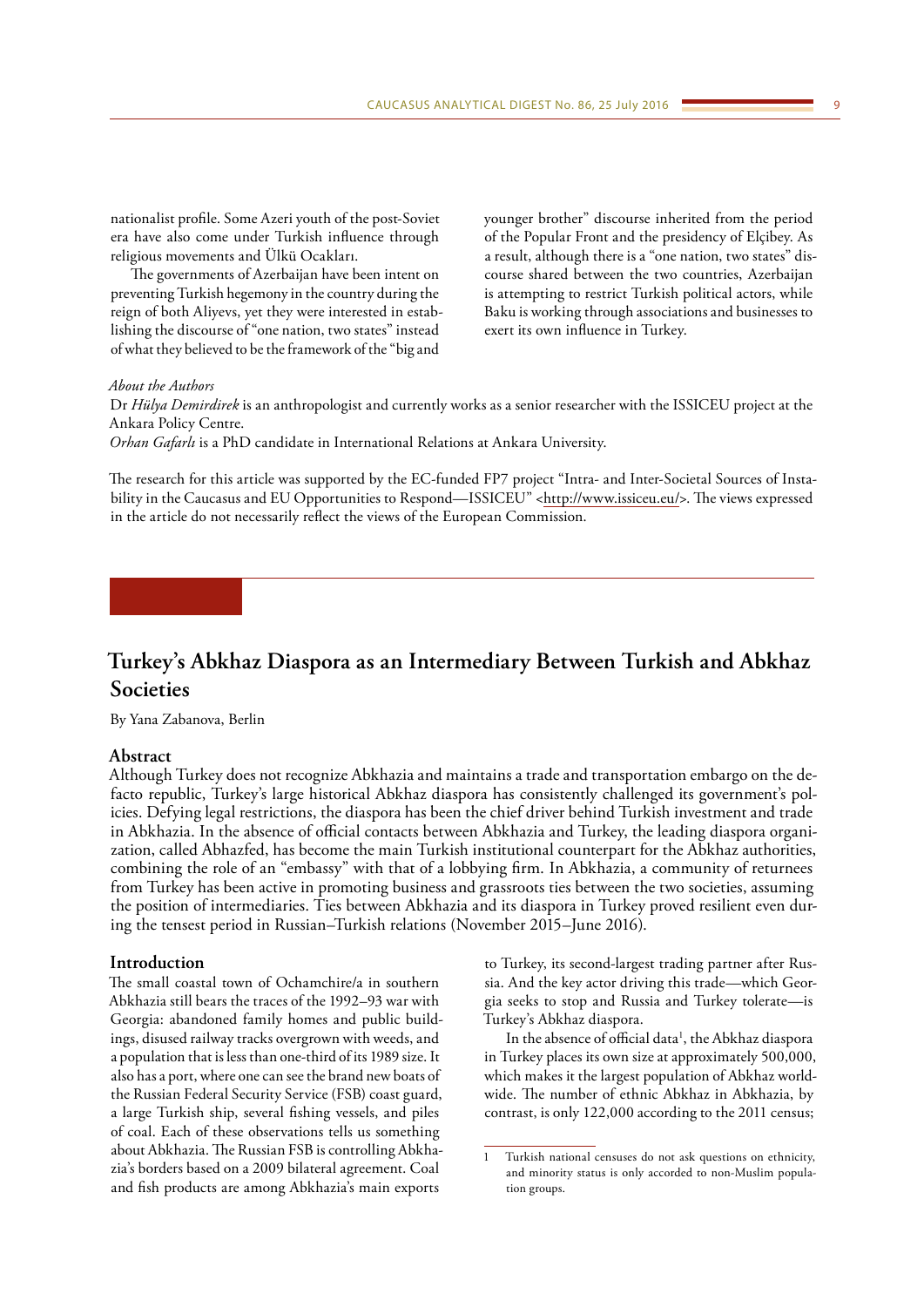nationalist profile. Some Azeri youth of the post-Soviet era have also come under Turkish influence through religious movements and Ülkü Ocakları.

The governments of Azerbaijan have been intent on preventing Turkish hegemony in the country during the reign of both Aliyevs, yet they were interested in establishing the discourse of "one nation, two states" instead of what they believed to be the framework of the "big and younger brother" discourse inherited from the period of the Popular Front and the presidency of Elçibey. As a result, although there is a "one nation, two states" discourse shared between the two countries, Azerbaijan is attempting to restrict Turkish political actors, while Baku is working through associations and businesses to exert its own influence in Turkey.

*About the Authors*

Dr *Hülya Demirdirek* is an anthropologist and currently works as a senior researcher with the ISSICEU project at the Ankara Policy Centre.

*Orhan Gafarlı* is a PhD candidate in International Relations at Ankara University.

The research for this article was supported by the EC-funded FP7 project "Intra- and Inter-Societal Sources of Instability in the Caucasus and EU Opportunities to Respond—ISSICEU" <http://www.issiceu.eu/>. The views expressed in the article do not necessarily reflect the views of the European Commission.

# Turkey's Abkhaz Diaspora as an Intermediary Between Turkish and Abkhaz Societies

By Yana Zabanova, Berlin

## Abstract

Although Turkey does not recognize Abkhazia and maintains a trade and transportation embargo on the de-facto republic, Turkey's large historical Abkhaz diaspora has consistently challenged its government's policies. Defying legal restrictions, the diaspora has been the chief driver behind Turkish investment and trade in Abkhazia. In the absence of official contacts between Abkhazia and Turkey, the leading diaspora organization, called Abhazfed, has become the main Turkish institutional counterpart for the Abkhaz authorities, combining the role of an "embassy" with that of a lobbying firm. In Abkhazia, a community of returnees from Turkey has been active in promoting business and grassroots ties between the two societies, assuming the position of intermediaries. Ties between Abkhazia and its diaspora in Turkey proved resilient even during the tensest period in Russian–Turkish relations (November 2015–June 2016).

## Introduction

The small coastal town of Ochamchire/a in southern Abkhazia still bears the traces of the 1992–93 war with Georgia: abandoned family homes and public buildings, disused railway tracks overgrown with weeds, and a population that is less than one-third of its 1989 size. It also has a port, where one can see the brand new boats of the Russian Federal Security Service (FSB) coast guard, a large Turkish ship, several fishing vessels, and piles of coal. Each of these observations tells us something about Abkhazia. The Russian FSB is controlling Abkhazia's borders based on a 2009 bilateral agreement. Coal and fish products are among Abkhazia's main exports to Turkey, its second-largest trading partner after Russia. And the key actor driving this trade—which Georgia seeks to stop and Russia and Turkey tolerate—is Turkey's Abkhaz diaspora.

In the absence of official data[1], the Abkhaz diaspora in Turkey places its own size at approximately 500,000, which makes it the largest population of Abkhaz worldwide. The number of ethnic Abkhaz in Abkhazia, by contrast, is only 122,000 according to the 2011 census;

1 Turkish national censuses do not ask questions on ethnicity, and minority status is only accorded to non-Muslim population groups.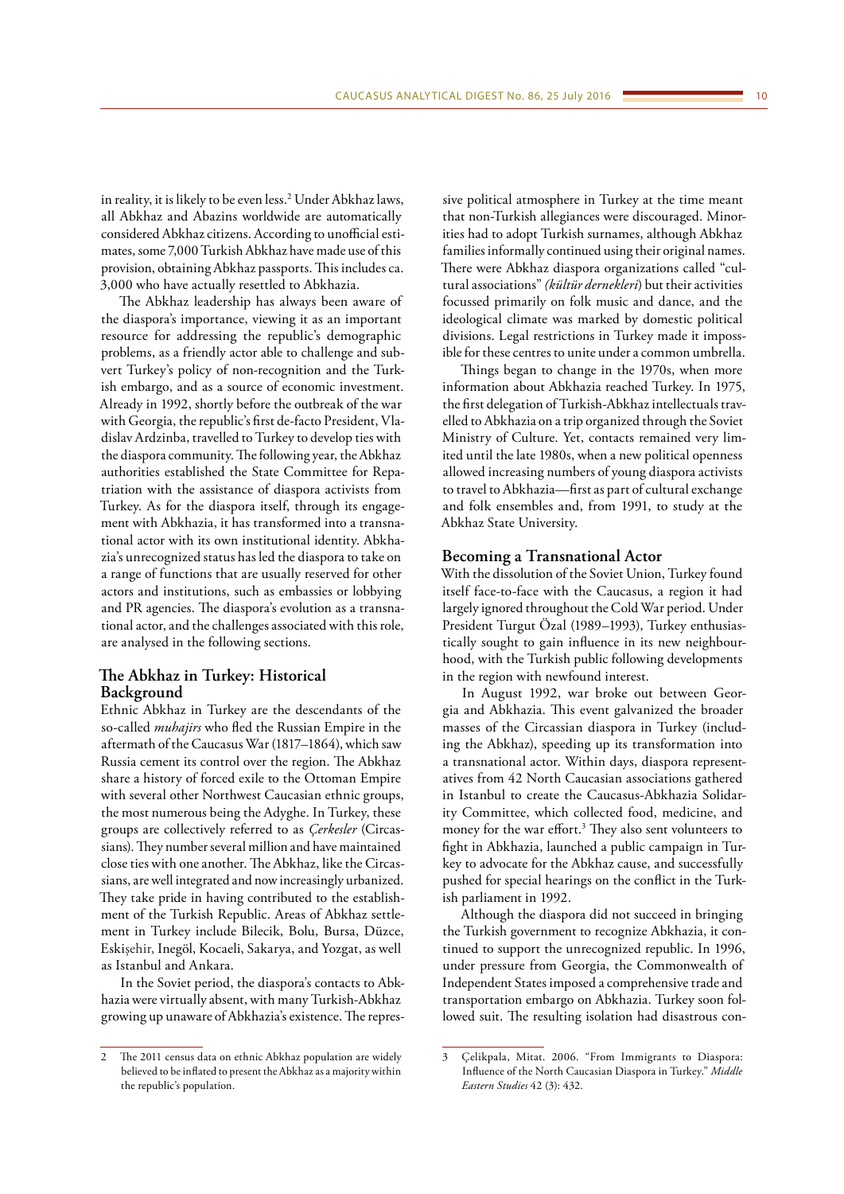in reality, it is likely to be even less.[2] Under Abkhaz laws, all Abkhaz and Abazins worldwide are automatically considered Abkhaz citizens. According to unofficial estimates, some 7,000 Turkish Abkhaz have made use of this provision, obtaining Abkhaz passports. This includes ca. 3,000 who have actually resettled to Abkhazia.

The Abkhaz leadership has always been aware of the diaspora's importance, viewing it as an important resource for addressing the republic's demographic problems, as a friendly actor able to challenge and subvert Turkey's policy of non-recognition and the Turkish embargo, and as a source of economic investment. Already in 1992, shortly before the outbreak of the war with Georgia, the republic's first de-facto President, Vladislav Ardzinba, travelled to Turkey to develop ties with the diaspora community. The following year, the Abkhaz authorities established the State Committee for Repatriation with the assistance of diaspora activists from Turkey. As for the diaspora itself, through its engagement with Abkhazia, it has transformed into a transnational actor with its own institutional identity. Abkhazia's unrecognized status has led the diaspora to take on a range of functions that are usually reserved for other actors and institutions, such as embassies or lobbying and PR agencies. The diaspora's evolution as a transnational actor, and the challenges associated with this role, are analysed in the following sections.

## The Abkhaz in Turkey: Historical Background

Ethnic Abkhaz in Turkey are the descendants of the so-called *muhajirs* who fled the Russian Empire in the aftermath of the Caucasus War (1817–1864), which saw Russia cement its control over the region. The Abkhaz share a history of forced exile to the Ottoman Empire with several other Northwest Caucasian ethnic groups, the most numerous being the Adyghe. In Turkey, these groups are collectively referred to as *Çerkesler* (Circassians). They number several million and have maintained close ties with one another. The Abkhaz, like the Circassians, are well integrated and now increasingly urbanized. They take pride in having contributed to the establishment of the Turkish Republic. Areas of Abkhaz settlement in Turkey include Bilecik, Bolu, Bursa, Düzce, Eskişehir, Inegöl, Kocaeli, Sakarya, and Yozgat, as well as Istanbul and Ankara.

In the Soviet period, the diaspora's contacts to Abkhazia were virtually absent, with many Turkish-Abkhaz growing up unaware of Abkhazia's existence. The repressive political atmosphere in Turkey at the time meant that non-Turkish allegiances were discouraged. Minorities had to adopt Turkish surnames, although Abkhaz families informally continued using their original names. There were Abkhaz diaspora organizations called "cultural associations" *(kültür dernekleri)* but their activities focussed primarily on folk music and dance, and the ideological climate was marked by domestic political divisions. Legal restrictions in Turkey made it impossible for these centres to unite under a common umbrella.

Things began to change in the 1970s, when more information about Abkhazia reached Turkey. In 1975, the first delegation of Turkish-Abkhaz intellectuals travelled to Abkhazia on a trip organized through the Soviet Ministry of Culture. Yet, contacts remained very limited until the late 1980s, when a new political openness allowed increasing numbers of young diaspora activists to travel to Abkhazia—first as part of cultural exchange and folk ensembles and, from 1991, to study at the Abkhaz State University.

## Becoming a Transnational Actor

With the dissolution of the Soviet Union, Turkey found itself face-to-face with the Caucasus, a region it had largely ignored throughout the Cold War period. Under President Turgut Özal (1989–1993), Turkey enthusiastically sought to gain influence in its new neighbourhood, with the Turkish public following developments in the region with newfound interest.

In August 1992, war broke out between Georgia and Abkhazia. This event galvanized the broader masses of the Circassian diaspora in Turkey (including the Abkhaz), speeding up its transformation into a transnational actor. Within days, diaspora representatives from 42 North Caucasian associations gathered in Istanbul to create the Caucasus-Abkhazia Solidarity Committee, which collected food, medicine, and money for the war effort.[3] They also sent volunteers to fight in Abkhazia, launched a public campaign in Turkey to advocate for the Abkhaz cause, and successfully pushed for special hearings on the conflict in the Turkish parliament in 1992.

Although the diaspora did not succeed in bringing the Turkish government to recognize Abkhazia, it continued to support the unrecognized republic. In 1996, under pressure from Georgia, the Commonwealth of Independent States imposed a comprehensive trade and transportation embargo on Abkhazia. Turkey soon followed suit. The resulting isolation had disastrous con-

---

2 The 2011 census data on ethnic Abkhaz population are widely believed to be inflated to present the Abkhaz as a majority within the republic's population.

3 Çelikpala, Mitat. 2006. "From Immigrants to Diaspora: Influence of the North Caucasian Diaspora in Turkey." *Middle Eastern Studies* 42 (3): 432.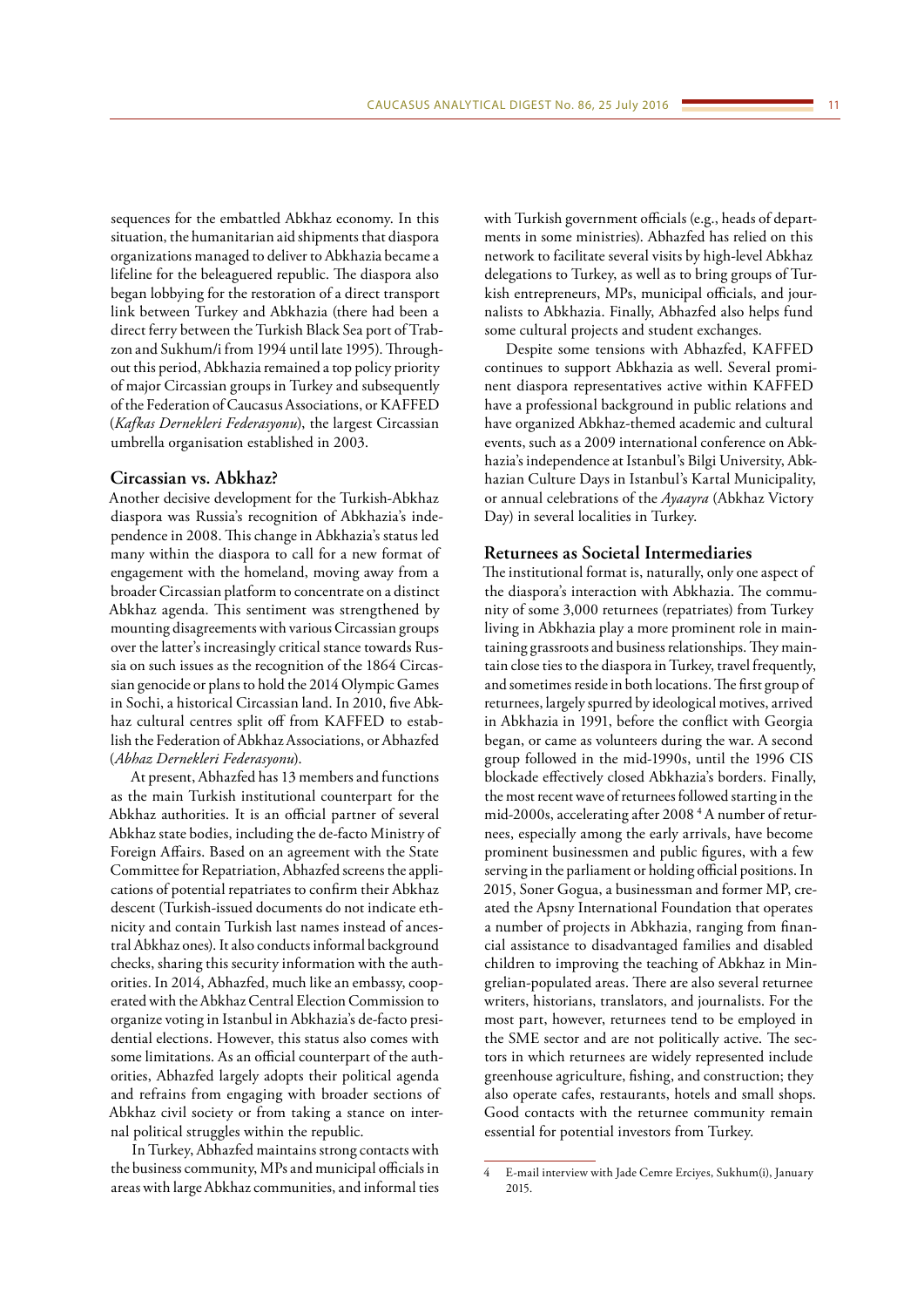sequences for the embattled Abkhaz economy. In this situation, the humanitarian aid shipments that diaspora organizations managed to deliver to Abkhazia became a lifeline for the beleaguered republic. The diaspora also began lobbying for the restoration of a direct transport link between Turkey and Abkhazia (there had been a direct ferry between the Turkish Black Sea port of Trabzon and Sukhum/i from 1994 until late 1995). Throughout this period, Abkhazia remained a top policy priority of major Circassian groups in Turkey and subsequently of the Federation of Caucasus Associations, or KAFFED (*Kafkas Dernekleri Federasyonu*), the largest Circassian umbrella organisation established in 2003.

## Circassian vs. Abkhaz?

Another decisive development for the Turkish-Abkhaz diaspora was Russia's recognition of Abkhazia's independence in 2008. This change in Abkhazia's status led many within the diaspora to call for a new format of engagement with the homeland, moving away from a broader Circassian platform to concentrate on a distinct Abkhaz agenda. This sentiment was strengthened by mounting disagreements with various Circassian groups over the latter's increasingly critical stance towards Russia on such issues as the recognition of the 1864 Circassian genocide or plans to hold the 2014 Olympic Games in Sochi, a historical Circassian land. In 2010, five Abkhaz cultural centres split off from KAFFED to establish the Federation of Abkhaz Associations, or Abhazfed (*Abhaz Dernekleri Federasyonu*).

At present, Abhazfed has 13 members and functions as the main Turkish institutional counterpart for the Abkhaz authorities. It is an official partner of several Abkhaz state bodies, including the de-facto Ministry of Foreign Affairs. Based on an agreement with the State Committee for Repatriation, Abhazfed screens the applications of potential repatriates to confirm their Abkhaz descent (Turkish-issued documents do not indicate ethnicity and contain Turkish last names instead of ancestral Abkhaz ones). It also conducts informal background checks, sharing this security information with the authorities. In 2014, Abhazfed, much like an embassy, cooperated with the Abkhaz Central Election Commission to organize voting in Istanbul in Abkhazia's de-facto presidential elections. However, this status also comes with some limitations. As an official counterpart of the authorities, Abhazfed largely adopts their political agenda and refrains from engaging with broader sections of Abkhaz civil society or from taking a stance on internal political struggles within the republic.

In Turkey, Abhazfed maintains strong contacts with the business community, MPs and municipal officials in areas with large Abkhaz communities, and informal ties with Turkish government officials (e.g., heads of departments in some ministries). Abhazfed has relied on this network to facilitate several visits by high-level Abkhaz delegations to Turkey, as well as to bring groups of Turkish entrepreneurs, MPs, municipal officials, and journalists to Abkhazia. Finally, Abhazfed also helps fund some cultural projects and student exchanges.

Despite some tensions with Abhazfed, KAFFED continues to support Abkhazia as well. Several prominent diaspora representatives active within KAFFED have a professional background in public relations and have organized Abkhaz-themed academic and cultural events, such as a 2009 international conference on Abkhazia's independence at Istanbul's Bilgi University, Abkhazian Culture Days in Istanbul's Kartal Municipality, or annual celebrations of the *Ayaayra* (Abkhaz Victory Day) in several localities in Turkey.

## Returnees as Societal Intermediaries

The institutional format is, naturally, only one aspect of the diaspora's interaction with Abkhazia. The community of some 3,000 returnees (repatriates) from Turkey living in Abkhazia play a more prominent role in maintaining grassroots and business relationships. They maintain close ties to the diaspora in Turkey, travel frequently, and sometimes reside in both locations. The first group of returnees, largely spurred by ideological motives, arrived in Abkhazia in 1991, before the conflict with Georgia began, or came as volunteers during the war. A second group followed in the mid-1990s, until the 1996 CIS blockade effectively closed Abkhazia's borders. Finally, the most recent wave of returnees followed starting in the mid-2000s, accelerating after 2008 [4] A number of returnees, especially among the early arrivals, have become prominent businessmen and public figures, with a few serving in the parliament or holding official positions. In 2015, Soner Gogua, a businessman and former MP, created the Apsny International Foundation that operates a number of projects in Abkhazia, ranging from financial assistance to disadvantaged families and disabled children to improving the teaching of Abkhaz in Mingrelian-populated areas. There are also several returnee writers, historians, translators, and journalists. For the most part, however, returnees tend to be employed in the SME sector and are not politically active. The sectors in which returnees are widely represented include greenhouse agriculture, fishing, and construction; they also operate cafes, restaurants, hotels and small shops. Good contacts with the returnee community remain essential for potential investors from Turkey.

---

4 E-mail interview with Jade Cemre Erciyes, Sukhum(i), January 2015.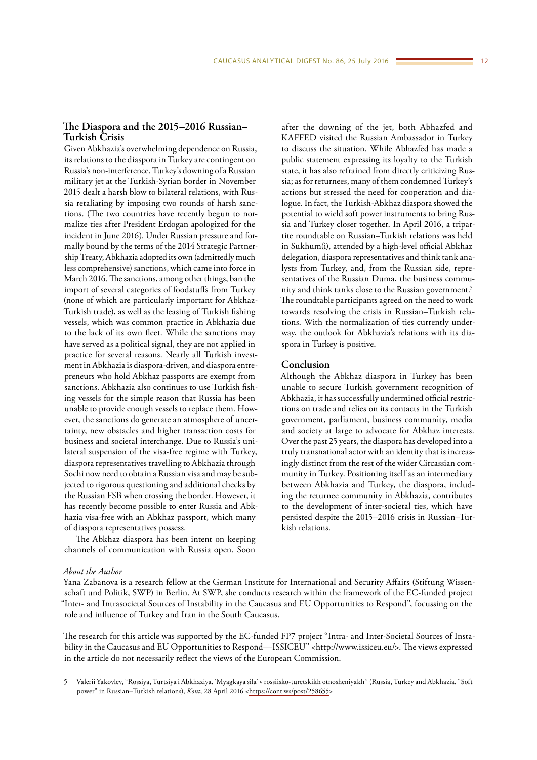## The Diaspora and the 2015–2016 Russian–Turkish Crisis

Given Abkhazia's overwhelming dependence on Russia, its relations to the diaspora in Turkey are contingent on Russia's non-interference. Turkey's downing of a Russian military jet at the Turkish-Syrian border in November 2015 dealt a harsh blow to bilateral relations, with Russia retaliating by imposing two rounds of harsh sanctions. (The two countries have recently begun to normalize ties after President Erdogan apologized for the incident in June 2016). Under Russian pressure and formally bound by the terms of the 2014 Strategic Partnership Treaty, Abkhazia adopted its own (admittedly much less comprehensive) sanctions, which came into force in March 2016. The sanctions, among other things, ban the import of several categories of foodstuffs from Turkey (none of which are particularly important for Abkhaz-Turkish trade), as well as the leasing of Turkish fishing vessels, which was common practice in Abkhazia due to the lack of its own fleet. While the sanctions may have served as a political signal, they are not applied in practice for several reasons. Nearly all Turkish investment in Abkhazia is diaspora-driven, and diaspora entrepreneurs who hold Abkhaz passports are exempt from sanctions. Abkhazia also continues to use Turkish fishing vessels for the simple reason that Russia has been unable to provide enough vessels to replace them. However, the sanctions do generate an atmosphere of uncertainty, new obstacles and higher transaction costs for business and societal interchange. Due to Russia's unilateral suspension of the visa-free regime with Turkey, diaspora representatives travelling to Abkhazia through Sochi now need to obtain a Russian visa and may be subjected to rigorous questioning and additional checks by the Russian FSB when crossing the border. However, it has recently become possible to enter Russia and Abkhazia visa-free with an Abkhaz passport, which many of diaspora representatives possess.

The Abkhaz diaspora has been intent on keeping channels of communication with Russia open. Soon after the downing of the jet, both Abhazfed and KAFFED visited the Russian Ambassador in Turkey to discuss the situation. While Abhazfed has made a public statement expressing its loyalty to the Turkish state, it has also refrained from directly criticizing Russia; as for returnees, many of them condemned Turkey's actions but stressed the need for cooperation and dialogue. In fact, the Turkish-Abkhaz diaspora showed the potential to wield soft power instruments to bring Russia and Turkey closer together. In April 2016, a tripartite roundtable on Russian–Turkish relations was held in Sukhum(i), attended by a high-level official Abkhaz delegation, diaspora representatives and think tank analysts from Turkey, and, from the Russian side, representatives of the Russian Duma, the business community and think tanks close to the Russian government.[5] The roundtable participants agreed on the need to work towards resolving the crisis in Russian–Turkish relations. With the normalization of ties currently underway, the outlook for Abkhazia's relations with its diaspora in Turkey is positive.

## Conclusion

Although the Abkhaz diaspora in Turkey has been unable to secure Turkish government recognition of Abkhazia, it has successfully undermined official restrictions on trade and relies on its contacts in the Turkish government, parliament, business community, media and society at large to advocate for Abkhaz interests. Over the past 25 years, the diaspora has developed into a truly transnational actor with an identity that is increasingly distinct from the rest of the wider Circassian community in Turkey. Positioning itself as an intermediary between Abkhazia and Turkey, the diaspora, including the returnee community in Abkhazia, contributes to the development of inter-societal ties, which have persisted despite the 2015–2016 crisis in Russian–Turkish relations.

*About the Author*

Yana Zabanova is a research fellow at the German Institute for International and Security Affairs (Stiftung Wissenschaft und Politik, SWP) in Berlin. At SWP, she conducts research within the framework of the EC-funded project "Inter- and Intrasocietal Sources of Instability in the Caucasus and EU Opportunities to Respond", focussing on the role and influence of Turkey and Iran in the South Caucasus.

The research for this article was supported by the EC-funded FP7 project "Intra- and Inter-Societal Sources of Instability in the Caucasus and EU Opportunities to Respond—ISSICEU" <http://www.issiceu.eu/>. The views expressed in the article do not necessarily reflect the views of the European Commission.

5 Valerii Yakovlev, "Rossiya, Turtsiya i Abkhaziya. 'Myagkaya sila' v rossiisko-turetskikh otnosheniyakh" (Russia, Turkey and Abkhazia. "Soft power" in Russian–Turkish relations), *Kont*, 28 April 2016 <https://cont.ws/post/258655>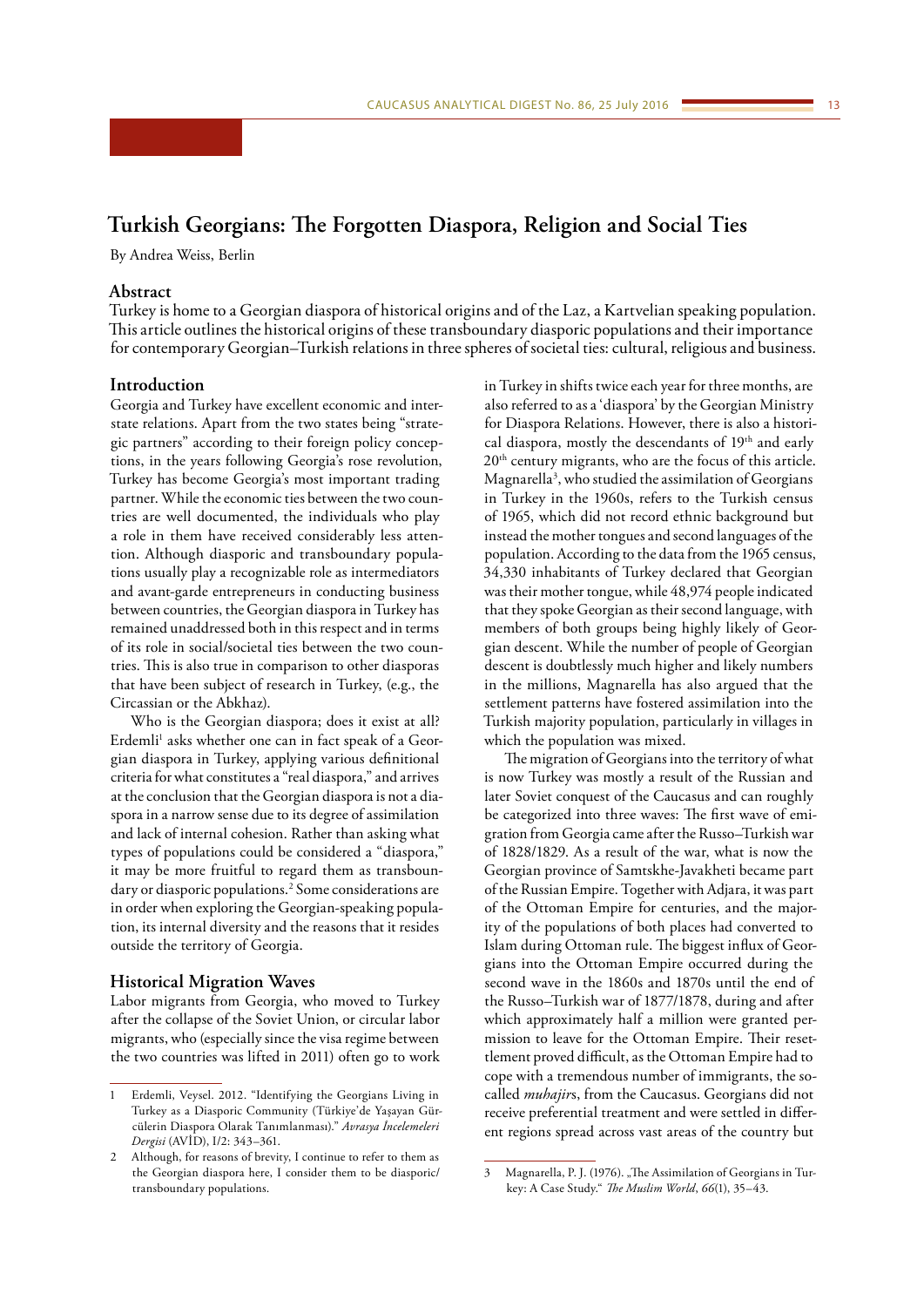# Turkish Georgians: The Forgotten Diaspora, Religion and Social Ties

By Andrea Weiss, Berlin

## Abstract

Turkey is home to a Georgian diaspora of historical origins and of the Laz, a Kartvelian speaking population. This article outlines the historical origins of these transboundary diasporic populations and their importance for contemporary Georgian–Turkish relations in three spheres of societal ties: cultural, religious and business.

## Introduction

Georgia and Turkey have excellent economic and interstate relations. Apart from the two states being "strategic partners" according to their foreign policy conceptions, in the years following Georgia's rose revolution, Turkey has become Georgia's most important trading partner. While the economic ties between the two countries are well documented, the individuals who play a role in them have received considerably less attention. Although diasporic and transboundary populations usually play a recognizable role as intermediators and avant-garde entrepreneurs in conducting business between countries, the Georgian diaspora in Turkey has remained unaddressed both in this respect and in terms of its role in social/societal ties between the two countries. This is also true in comparison to other diasporas that have been subject of research in Turkey, (e.g., the Circassian or the Abkhaz).

Who is the Georgian diaspora; does it exist at all? Erdemli[1] asks whether one can in fact speak of a Georgian diaspora in Turkey, applying various definitional criteria for what constitutes a "real diaspora," and arrives at the conclusion that the Georgian diaspora is not a diaspora in a narrow sense due to its degree of assimilation and lack of internal cohesion. Rather than asking what types of populations could be considered a "diaspora," it may be more fruitful to regard them as transboundary or diasporic populations.[2] Some considerations are in order when exploring the Georgian-speaking population, its internal diversity and the reasons that it resides outside the territory of Georgia.

## Historical Migration Waves

Labor migrants from Georgia, who moved to Turkey after the collapse of the Soviet Union, or circular labor migrants, who (especially since the visa regime between the two countries was lifted in 2011) often go to work in Turkey in shifts twice each year for three months, are also referred to as a 'diaspora' by the Georgian Ministry for Diaspora Relations. However, there is also a historical diaspora, mostly the descendants of 19th and early 20th century migrants, who are the focus of this article. Magnarella[3], who studied the assimilation of Georgians in Turkey in the 1960s, refers to the Turkish census of 1965, which did not record ethnic background but instead the mother tongues and second languages of the population. According to the data from the 1965 census, 34,330 inhabitants of Turkey declared that Georgian was their mother tongue, while 48,974 people indicated that they spoke Georgian as their second language, with members of both groups being highly likely of Georgian descent. While the number of people of Georgian descent is doubtlessly much higher and likely numbers in the millions, Magnarella has also argued that the settlement patterns have fostered assimilation into the Turkish majority population, particularly in villages in which the population was mixed.

The migration of Georgians into the territory of what is now Turkey was mostly a result of the Russian and later Soviet conquest of the Caucasus and can roughly be categorized into three waves: The first wave of emigration from Georgia came after the Russo–Turkish war of 1828/1829. As a result of the war, what is now the Georgian province of Samtskhe-Javakheti became part of the Russian Empire. Together with Adjara, it was part of the Ottoman Empire for centuries, and the majority of the populations of both places had converted to Islam during Ottoman rule. The biggest influx of Georgians into the Ottoman Empire occurred during the second wave in the 1860s and 1870s until the end of the Russo–Turkish war of 1877/1878, during and after which approximately half a million were granted permission to leave for the Ottoman Empire. Their resettlement proved difficult, as the Ottoman Empire had to cope with a tremendous number of immigrants, the so-called *muhajir*s, from the Caucasus. Georgians did not receive preferential treatment and were settled in different regions spread across vast areas of the country but

---

1 Erdemli, Veysel. 2012. "Identifying the Georgians Living in Turkey as a Diasporic Community (Türkiye'de Yaşayan Gürcülerin Diaspora Olarak Tanımlanması)." *Avrasya İncelemeleri Dergisi* (AVİD), I/2: 343–361.

2 Although, for reasons of brevity, I continue to refer to them as the Georgian diaspora here, I consider them to be diasporic/transboundary populations.

3 Magnarella, P. J. (1976). „The Assimilation of Georgians in Turkey: A Case Study." *The Muslim World*, *66*(1), 35–43.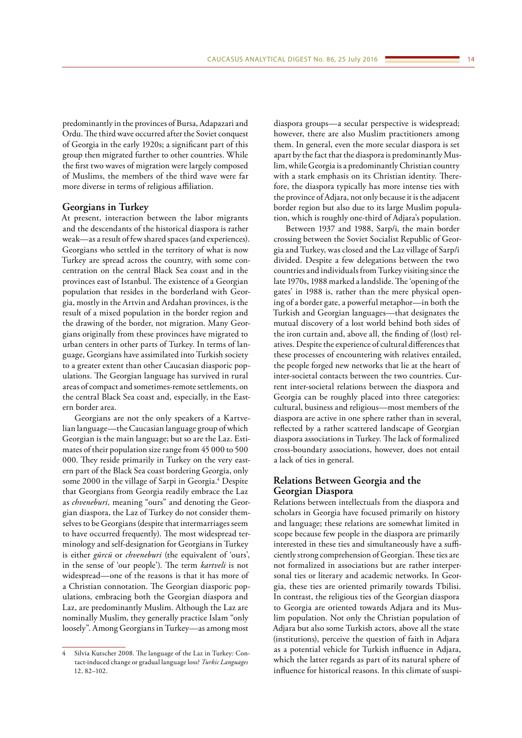predominantly in the provinces of Bursa, Adapazari and Ordu. The third wave occurred after the Soviet conquest of Georgia in the early 1920s; a significant part of this group then migrated further to other countries. While the first two waves of migration were largely composed of Muslims, the members of the third wave were far more diverse in terms of religious affiliation.

## Georgians in Turkey

At present, interaction between the labor migrants and the descendants of the historical diaspora is rather weak—as a result of few shared spaces (and experiences). Georgians who settled in the territory of what is now Turkey are spread across the country, with some concentration on the central Black Sea coast and in the provinces east of Istanbul. The existence of a Georgian population that resides in the borderland with Georgia, mostly in the Artvin and Ardahan provinces, is the result of a mixed population in the border region and the drawing of the border, not migration. Many Georgians originally from these provinces have migrated to urban centers in other parts of Turkey. In terms of language, Georgians have assimilated into Turkish society to a greater extent than other Caucasian diasporic populations. The Georgian language has survived in rural areas of compact and sometimes-remote settlements, on the central Black Sea coast and, especially, in the Eastern border area.

Georgians are not the only speakers of a Kartvelian language—the Caucasian language group of which Georgian is the main language; but so are the Laz. Estimates of their population size range from 45 000 to 500 000. They reside primarily in Turkey on the very eastern part of the Black Sea coast bordering Georgia, only some 2000 in the village of Sarpi in Georgia.[4] Despite that Georgians from Georgia readily embrace the Laz as *chveneburi,* meaning "ours" and denoting the Georgian diaspora, the Laz of Turkey do not consider themselves to be Georgians (despite that intermarriages seem to have occurred frequently). The most widespread terminology and self-designation for Georgians in Turkey is either *gürcü* or *chveneburi* (the equivalent of 'ours', in the sense of 'our people'). The term *kartveli* is not widespread—one of the reasons is that it has more of a Christian connotation. The Georgian diasporic populations, embracing both the Georgian diaspora and Laz, are predominantly Muslim. Although the Laz are nominally Muslim, they generally practice Islam "only loosely". Among Georgians in Turkey—as among most diaspora groups—a secular perspective is widespread; however, there are also Muslim practitioners among them. In general, even the more secular diaspora is set apart by the fact that the diaspora is predominantly Muslim, while Georgia is a predominantly Christian country with a stark emphasis on its Christian identity. Therefore, the diaspora typically has more intense ties with the province of Adjara, not only because it is the adjacent border region but also due to its large Muslim population, which is roughly one-third of Adjara's population.

Between 1937 and 1988, Sarp/i, the main border crossing between the Soviet Socialist Republic of Georgia and Turkey, was closed and the Laz village of Sarp/i divided. Despite a few delegations between the two countries and individuals from Turkey visiting since the late 1970s, 1988 marked a landslide. The 'opening of the gates' in 1988 is, rather than the mere physical opening of a border gate, a powerful metaphor—in both the Turkish and Georgian languages—that designates the mutual discovery of a lost world behind both sides of the iron curtain and, above all, the finding of (lost) relatives. Despite the experience of cultural differences that these processes of encountering with relatives entailed, the people forged new networks that lie at the heart of inter-societal contacts between the two countries. Current inter-societal relations between the diaspora and Georgia can be roughly placed into three categories: cultural, business and religious—most members of the diaspora are active in one sphere rather than in several, reflected by a rather scattered landscape of Georgian diaspora associations in Turkey. The lack of formalized cross-boundary associations, however, does not entail a lack of ties in general.

## Relations Between Georgia and the Georgian Diaspora

Relations between intellectuals from the diaspora and scholars in Georgia have focused primarily on history and language; these relations are somewhat limited in scope because few people in the diaspora are primarily interested in these ties and simultaneously have a sufficiently strong comprehension of Georgian. These ties are not formalized in associations but are rather interpersonal ties or literary and academic networks. In Georgia, these ties are oriented primarily towards Tbilisi. In contrast, the religious ties of the Georgian diaspora to Georgia are oriented towards Adjara and its Muslim population. Not only the Christian population of Adjara but also some Turkish actors, above all the state (institutions), perceive the question of faith in Adjara as a potential vehicle for Turkish influence in Adjara, which the latter regards as part of its natural sphere of influence for historical reasons. In this climate of suspi-

---

4 Silvia Kutscher 2008. The language of the Laz in Turkey: Contact-induced change or gradual language loss? *Turkic Languages* 12, 82–102.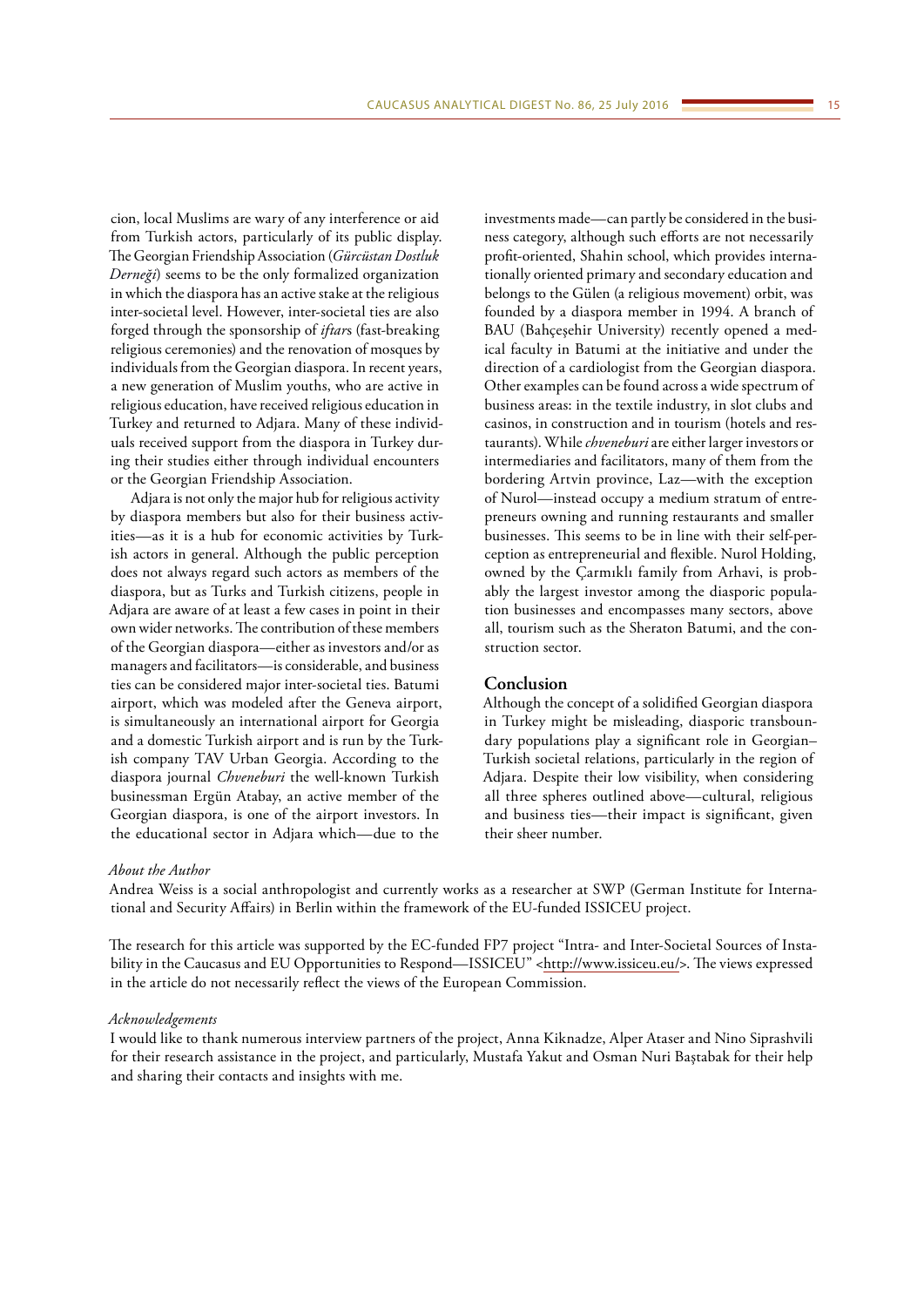cion, local Muslims are wary of any interference or aid from Turkish actors, particularly of its public display. The Georgian Friendship Association (*Gürcüstan Dostluk Derneği*) seems to be the only formalized organization in which the diaspora has an active stake at the religious inter-societal level. However, inter-societal ties are also forged through the sponsorship of *iftar*s (fast-breaking religious ceremonies) and the renovation of mosques by individuals from the Georgian diaspora. In recent years, a new generation of Muslim youths, who are active in religious education, have received religious education in Turkey and returned to Adjara. Many of these individuals received support from the diaspora in Turkey during their studies either through individual encounters or the Georgian Friendship Association.

Adjara is not only the major hub for religious activity by diaspora members but also for their business activities—as it is a hub for economic activities by Turkish actors in general. Although the public perception does not always regard such actors as members of the diaspora, but as Turks and Turkish citizens, people in Adjara are aware of at least a few cases in point in their own wider networks. The contribution of these members of the Georgian diaspora—either as investors and/or as managers and facilitators—is considerable, and business ties can be considered major inter-societal ties. Batumi airport, which was modeled after the Geneva airport, is simultaneously an international airport for Georgia and a domestic Turkish airport and is run by the Turkish company TAV Urban Georgia. According to the diaspora journal *Chveneburi* the well-known Turkish businessman Ergün Atabay, an active member of the Georgian diaspora, is one of the airport investors. In the educational sector in Adjara which—due to the investments made—can partly be considered in the business category, although such efforts are not necessarily profit-oriented, Shahin school, which provides internationally oriented primary and secondary education and belongs to the Gülen (a religious movement) orbit, was founded by a diaspora member in 1994. A branch of BAU (Bahçeşehir University) recently opened a medical faculty in Batumi at the initiative and under the direction of a cardiologist from the Georgian diaspora. Other examples can be found across a wide spectrum of business areas: in the textile industry, in slot clubs and casinos, in construction and in tourism (hotels and restaurants). While *chveneburi* are either larger investors or intermediaries and facilitators, many of them from the bordering Artvin province, Laz—with the exception of Nurol—instead occupy a medium stratum of entrepreneurs owning and running restaurants and smaller businesses. This seems to be in line with their self-perception as entrepreneurial and flexible. Nurol Holding, owned by the Çarmıklı family from Arhavi, is probably the largest investor among the diasporic population businesses and encompasses many sectors, above all, tourism such as the Sheraton Batumi, and the construction sector.

## Conclusion

Although the concept of a solidified Georgian diaspora in Turkey might be misleading, diasporic transboundary populations play a significant role in Georgian–Turkish societal relations, particularly in the region of Adjara. Despite their low visibility, when considering all three spheres outlined above—cultural, religious and business ties—their impact is significant, given their sheer number.

*About the Author*

Andrea Weiss is a social anthropologist and currently works as a researcher at SWP (German Institute for International and Security Affairs) in Berlin within the framework of the EU-funded ISSICEU project.

The research for this article was supported by the EC-funded FP7 project "Intra- and Inter-Societal Sources of Instability in the Caucasus and EU Opportunities to Respond—ISSICEU" <http://www.issiceu.eu/>. The views expressed in the article do not necessarily reflect the views of the European Commission.

*Acknowledgements*

I would like to thank numerous interview partners of the project, Anna Kiknadze, Alper Ataser and Nino Siprashvili for their research assistance in the project, and particularly, Mustafa Yakut and Osman Nuri Baştabak for their help and sharing their contacts and insights with me.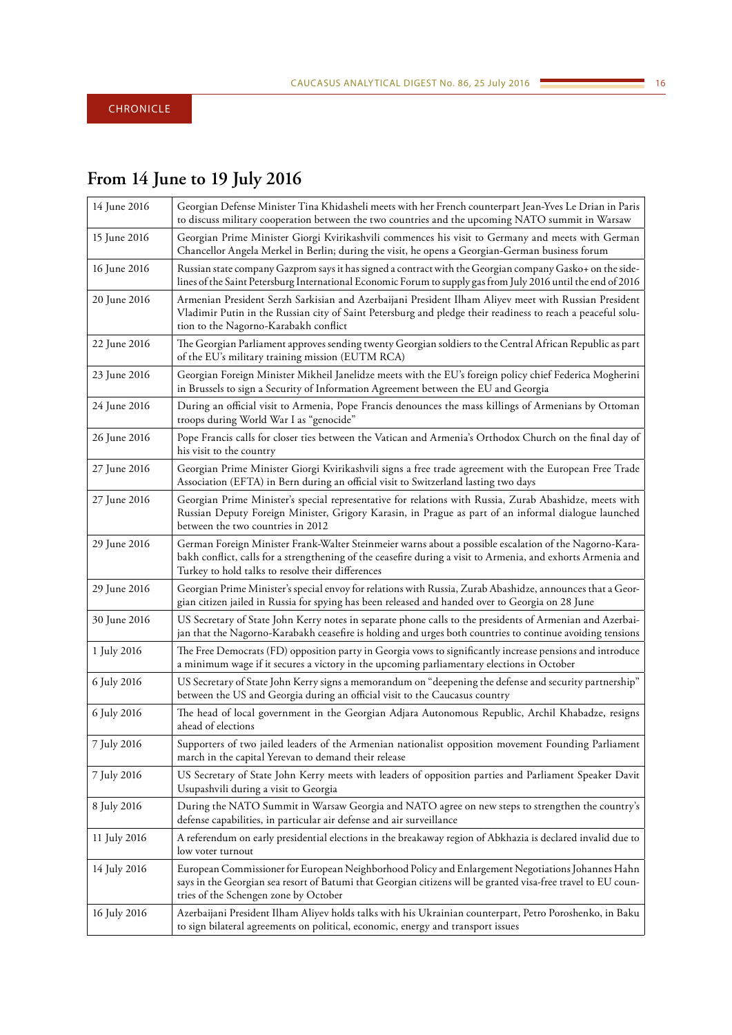CHRONICLE

## From 14 June to 19 July 2016

| | |
|---|---|
| 14 June 2016 | Georgian Defense Minister Tina Khidasheli meets with her French counterpart Jean-Yves Le Drian in Paris to discuss military cooperation between the two countries and the upcoming NATO summit in Warsaw |
| 15 June 2016 | Georgian Prime Minister Giorgi Kvirikashvili commences his visit to Germany and meets with German Chancellor Angela Merkel in Berlin; during the visit, he opens a Georgian-German business forum |
| 16 June 2016 | Russian state company Gazprom says it has signed a contract with the Georgian company Gasko+ on the sidelines of the Saint Petersburg International Economic Forum to supply gas from July 2016 until the end of 2016 |
| 20 June 2016 | Armenian President Serzh Sarkisian and Azerbaijani President Ilham Aliyev meet with Russian President Vladimir Putin in the Russian city of Saint Petersburg and pledge their readiness to reach a peaceful solution to the Nagorno-Karabakh conflict |
| 22 June 2016 | The Georgian Parliament approves sending twenty Georgian soldiers to the Central African Republic as part of the EU's military training mission (EUTM RCA) |
| 23 June 2016 | Georgian Foreign Minister Mikheil Janelidze meets with the EU's foreign policy chief Federica Mogherini in Brussels to sign a Security of Information Agreement between the EU and Georgia |
| 24 June 2016 | During an official visit to Armenia, Pope Francis denounces the mass killings of Armenians by Ottoman troops during World War I as "genocide" |
| 26 June 2016 | Pope Francis calls for closer ties between the Vatican and Armenia's Orthodox Church on the final day of his visit to the country |
| 27 June 2016 | Georgian Prime Minister Giorgi Kvirikashvili signs a free trade agreement with the European Free Trade Association (EFTA) in Bern during an official visit to Switzerland lasting two days |
| 27 June 2016 | Georgian Prime Minister's special representative for relations with Russia, Zurab Abashidze, meets with Russian Deputy Foreign Minister, Grigory Karasin, in Prague as part of an informal dialogue launched between the two countries in 2012 |
| 29 June 2016 | German Foreign Minister Frank-Walter Steinmeier warns about a possible escalation of the Nagorno-Karabakh conflict, calls for a strengthening of the ceasefire during a visit to Armenia, and exhorts Armenia and Turkey to hold talks to resolve their differences |
| 29 June 2016 | Georgian Prime Minister's special envoy for relations with Russia, Zurab Abashidze, announces that a Georgian citizen jailed in Russia for spying has been released and handed over to Georgia on 28 June |
| 30 June 2016 | US Secretary of State John Kerry notes in separate phone calls to the presidents of Armenian and Azerbaijan that the Nagorno-Karabakh ceasefire is holding and urges both countries to continue avoiding tensions |
| 1 July 2016 | The Free Democrats (FD) opposition party in Georgia vows to significantly increase pensions and introduce a minimum wage if it secures a victory in the upcoming parliamentary elections in October |
| 6 July 2016 | US Secretary of State John Kerry signs a memorandum on "deepening the defense and security partnership" between the US and Georgia during an official visit to the Caucasus country |
| 6 July 2016 | The head of local government in the Georgian Adjara Autonomous Republic, Archil Khabadze, resigns ahead of elections |
| 7 July 2016 | Supporters of two jailed leaders of the Armenian nationalist opposition movement Founding Parliament march in the capital Yerevan to demand their release |
| 7 July 2016 | US Secretary of State John Kerry meets with leaders of opposition parties and Parliament Speaker Davit Usupashvili during a visit to Georgia |
| 8 July 2016 | During the NATO Summit in Warsaw Georgia and NATO agree on new steps to strengthen the country's defense capabilities, in particular air defense and air surveillance |
| 11 July 2016 | A referendum on early presidential elections in the breakaway region of Abkhazia is declared invalid due to low voter turnout |
| 14 July 2016 | European Commissioner for European Neighborhood Policy and Enlargement Negotiations Johannes Hahn says in the Georgian sea resort of Batumi that Georgian citizens will be granted visa-free travel to EU countries of the Schengen zone by October |
| 16 July 2016 | Azerbaijani President Ilham Aliyev holds talks with his Ukrainian counterpart, Petro Poroshenko, in Baku to sign bilateral agreements on political, economic, energy and transport issues |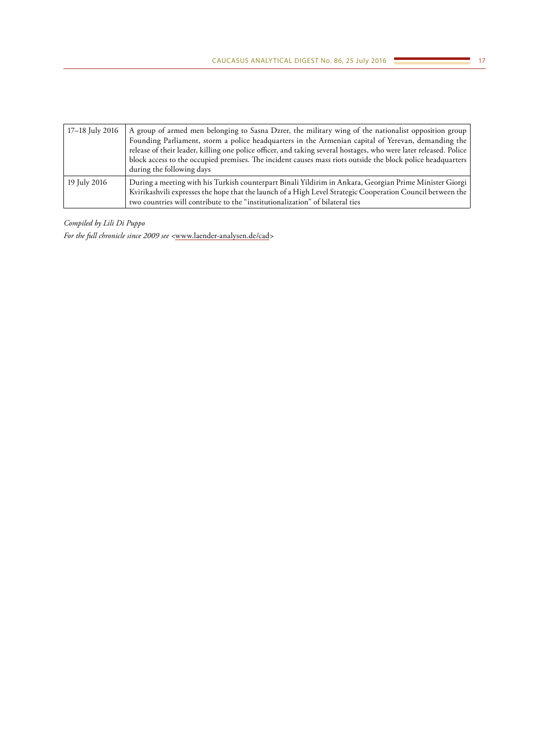| | |
|---|---|
| 17–18 July 2016 | A group of armed men belonging to Sasna Dzrer, the military wing of the nationalist opposition group Founding Parliament, storm a police headquarters in the Armenian capital of Yerevan, demanding the release of their leader, killing one police officer, and taking several hostages, who were later released. Police block access to the occupied premises. The incident causes mass riots outside the block police headquarters during the following days |
| 19 July 2016 | During a meeting with his Turkish counterpart Binali Yildirim in Ankara, Georgian Prime Minister Giorgi Kvirikashvili expresses the hope that the launch of a High Level Strategic Cooperation Council between the two countries will contribute to the "institutionalization" of bilateral ties |

*Compiled by Lili Di Puppo*

*For the full chronicle since 2009 see* <www.laender-analysen.de/cad>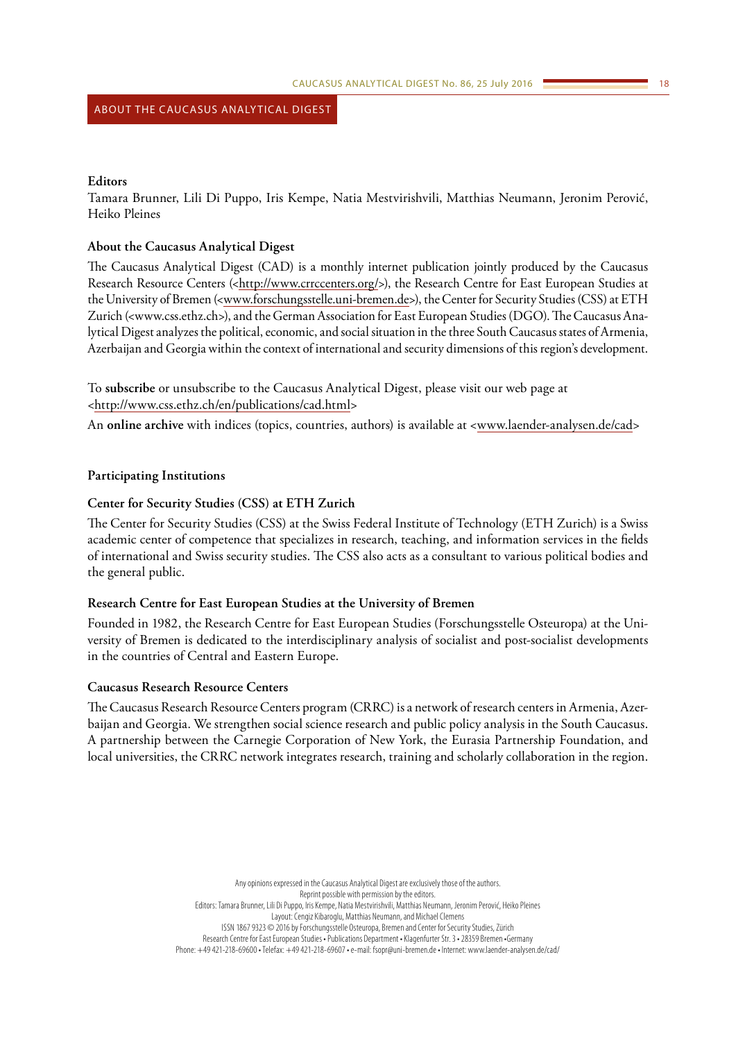## ABOUT THE CAUCASUS ANALYTICAL DIGEST

**Editors**

Tamara Brunner, Lili Di Puppo, Iris Kempe, Natia Mestvirishvili, Matthias Neumann, Jeronim Perović, Heiko Pleines

**About the Caucasus Analytical Digest**

The Caucasus Analytical Digest (CAD) is a monthly internet publication jointly produced by the Caucasus Research Resource Centers (<http://www.crrccenters.org/>), the Research Centre for East European Studies at the University of Bremen (<www.forschungsstelle.uni-bremen.de>), the Center for Security Studies (CSS) at ETH Zurich (<www.css.ethz.ch>), and the German Association for East European Studies (DGO). The Caucasus Analytical Digest analyzes the political, economic, and social situation in the three South Caucasus states of Armenia, Azerbaijan and Georgia within the context of international and security dimensions of this region's development.

To **subscribe** or unsubscribe to the Caucasus Analytical Digest, please visit our web page at <http://www.css.ethz.ch/en/publications/cad.html>

An **online archive** with indices (topics, countries, authors) is available at <www.laender-analysen.de/cad>

**Participating Institutions**

**Center for Security Studies (CSS) at ETH Zurich**

The Center for Security Studies (CSS) at the Swiss Federal Institute of Technology (ETH Zurich) is a Swiss academic center of competence that specializes in research, teaching, and information services in the fields of international and Swiss security studies. The CSS also acts as a consultant to various political bodies and the general public.

**Research Centre for East European Studies at the University of Bremen**

Founded in 1982, the Research Centre for East European Studies (Forschungsstelle Osteuropa) at the University of Bremen is dedicated to the interdisciplinary analysis of socialist and post-socialist developments in the countries of Central and Eastern Europe.

**Caucasus Research Resource Centers**

The Caucasus Research Resource Centers program (CRRC) is a network of research centers in Armenia, Azerbaijan and Georgia. We strengthen social science research and public policy analysis in the South Caucasus. A partnership between the Carnegie Corporation of New York, the Eurasia Partnership Foundation, and local universities, the CRRC network integrates research, training and scholarly collaboration in the region.

Any opinions expressed in the Caucasus Analytical Digest are exclusively those of the authors.
Reprint possible with permission by the editors.
Editors: Tamara Brunner, Lili Di Puppo, Iris Kempe, Natia Mestvirishvili, Matthias Neumann, Jeronim Perović, Heiko Pleines
Layout: Cengiz Kibaroglu, Matthias Neumann, and Michael Clemens
ISSN 1867 9323 © 2016 by Forschungsstelle Osteuropa, Bremen and Center for Security Studies, Zürich
Research Centre for East European Studies • Publications Department • Klagenfurter Str. 3 • 28359 Bremen • Germany
Phone: +49 421-218-69600 • Telefax: +49 421-218-69607 • e-mail: fsopr@uni-bremen.de • Internet: www.laender-analysen.de/cad/